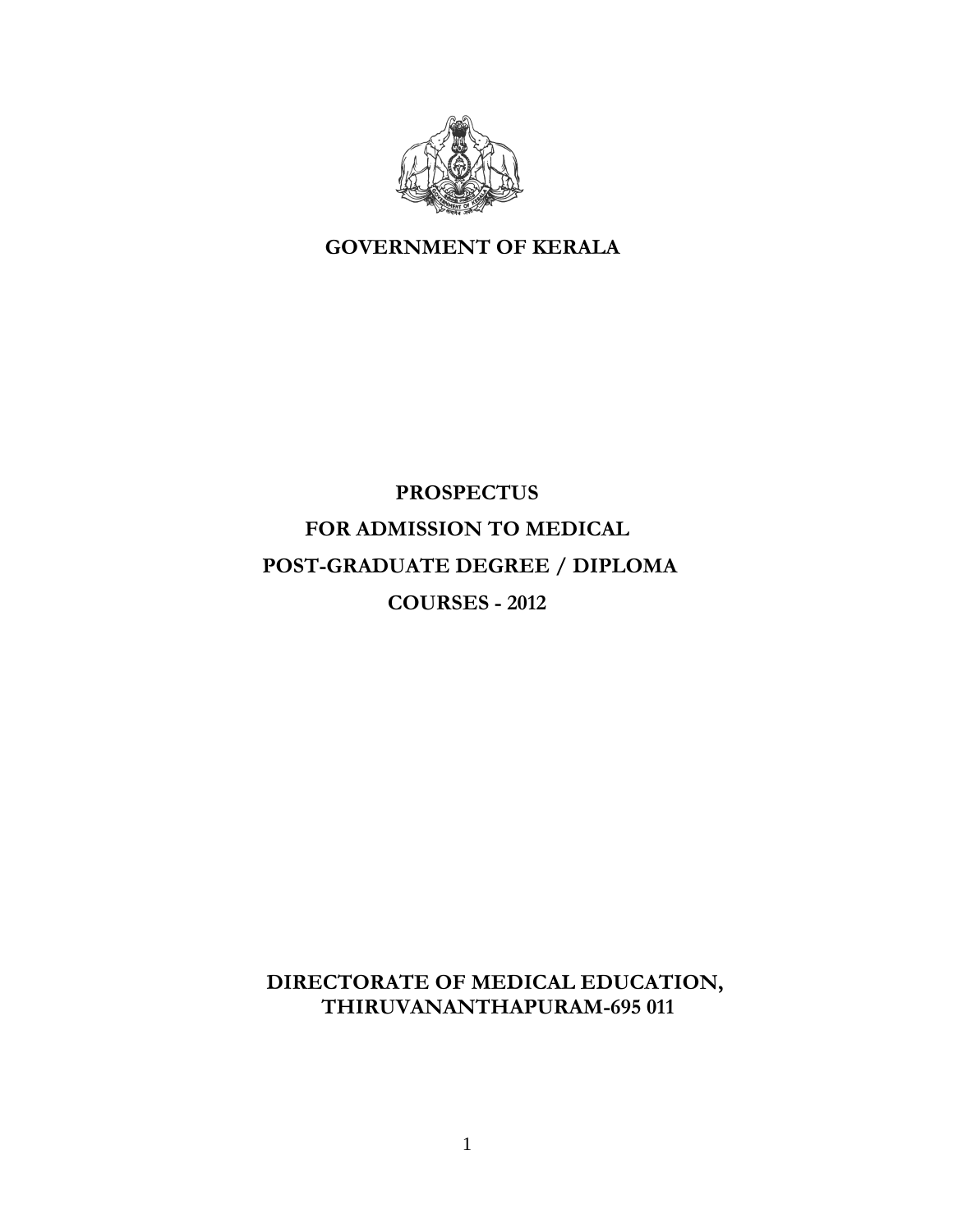# GOVERNMENT OF KERALA

# PROSPECTUS
# FOR ADMISSION TO MEDICAL
# POST-GRADUATE DEGREE / DIPLOMA
# COURSES - 2012

**DIRECTORATE OF MEDICAL EDUCATION,**
**THIRUVANANTHAPURAM-695 011**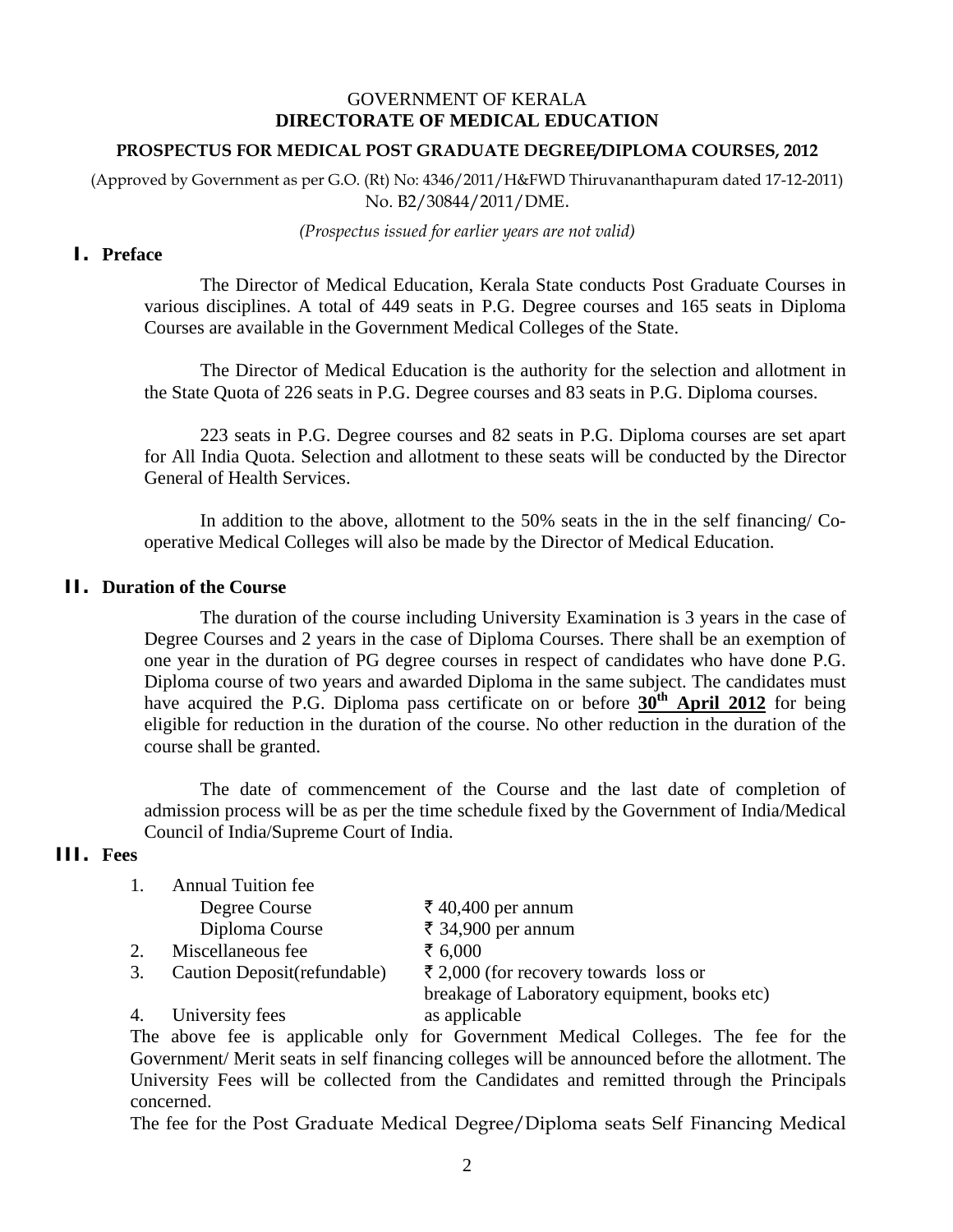GOVERNMENT OF KERALA

**DIRECTORATE OF MEDICAL EDUCATION**

**PROSPECTUS FOR MEDICAL POST GRADUATE DEGREE/DIPLOMA COURSES, 2012**

(Approved by Government as per G.O. (Rt) No: 4346/2011/H&FWD Thiruvananthapuram dated 17-12-2011) No. B2/30844/2011/DME.

*(Prospectus issued for earlier years are not valid)*

## I. Preface

The Director of Medical Education, Kerala State conducts Post Graduate Courses in various disciplines. A total of 449 seats in P.G. Degree courses and 165 seats in Diploma Courses are available in the Government Medical Colleges of the State.

The Director of Medical Education is the authority for the selection and allotment in the State Quota of 226 seats in P.G. Degree courses and 83 seats in P.G. Diploma courses.

223 seats in P.G. Degree courses and 82 seats in P.G. Diploma courses are set apart for All India Quota. Selection and allotment to these seats will be conducted by the Director General of Health Services.

In addition to the above, allotment to the 50% seats in the in the self financing/ Co-operative Medical Colleges will also be made by the Director of Medical Education.

## II. Duration of the Course

The duration of the course including University Examination is 3 years in the case of Degree Courses and 2 years in the case of Diploma Courses. There shall be an exemption of one year in the duration of PG degree courses in respect of candidates who have done P.G. Diploma course of two years and awarded Diploma in the same subject. The candidates must have acquired the P.G. Diploma pass certificate on or before **30th April 2012** for being eligible for reduction in the duration of the course. No other reduction in the duration of the course shall be granted.

The date of commencement of the Course and the last date of completion of admission process will be as per the time schedule fixed by the Government of India/Medical Council of India/Supreme Court of India.

## III. Fees

1. Annual Tuition fee
   - Degree Course — ₹ 40,400 per annum
   - Diploma Course — ₹ 34,900 per annum
2. Miscellaneous fee — ₹ 6,000
3. Caution Deposit(refundable) — ₹ 2,000 (for recovery towards loss or breakage of Laboratory equipment, books etc)
4. University fees — as applicable

The above fee is applicable only for Government Medical Colleges. The fee for the Government/ Merit seats in self financing colleges will be announced before the allotment. The University Fees will be collected from the Candidates and remitted through the Principals concerned.

The fee for the Post Graduate Medical Degree/Diploma seats Self Financing Medical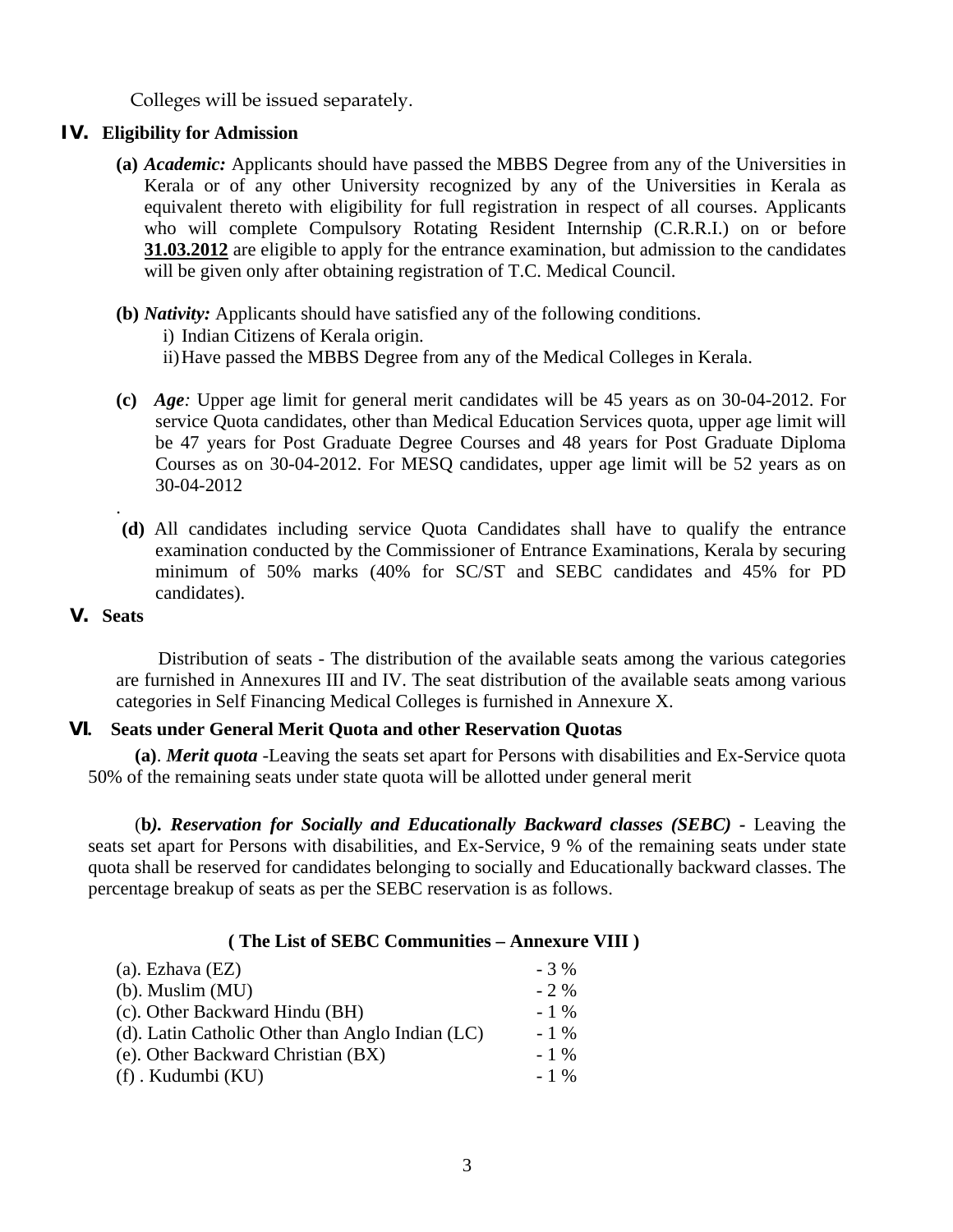Colleges will be issued separately.

## IV. Eligibility for Admission

**(a)** ***Academic:*** Applicants should have passed the MBBS Degree from any of the Universities in Kerala or of any other University recognized by any of the Universities in Kerala as equivalent thereto with eligibility for full registration in respect of all courses. Applicants who will complete Compulsory Rotating Resident Internship (C.R.R.I.) on or before **31.03.2012** are eligible to apply for the entrance examination, but admission to the candidates will be given only after obtaining registration of T.C. Medical Council.

**(b)** ***Nativity:*** Applicants should have satisfied any of the following conditions.

i) Indian Citizens of Kerala origin.

ii) Have passed the MBBS Degree from any of the Medical Colleges in Kerala.

**(c)** ***Age:*** Upper age limit for general merit candidates will be 45 years as on 30-04-2012. For service Quota candidates, other than Medical Education Services quota, upper age limit will be 47 years for Post Graduate Degree Courses and 48 years for Post Graduate Diploma Courses as on 30-04-2012. For MESQ candidates, upper age limit will be 52 years as on 30-04-2012

.

**(d)** All candidates including service Quota Candidates shall have to qualify the entrance examination conducted by the Commissioner of Entrance Examinations, Kerala by securing minimum of 50% marks (40% for SC/ST and SEBC candidates and 45% for PD candidates).

## V. Seats

Distribution of seats - The distribution of the available seats among the various categories are furnished in Annexures III and IV. The seat distribution of the available seats among various categories in Self Financing Medical Colleges is furnished in Annexure X.

## VI. Seats under General Merit Quota and other Reservation Quotas

**(a)**. ***Merit quota*** -Leaving the seats set apart for Persons with disabilities and Ex-Service quota 50% of the remaining seats under state quota will be allotted under general merit

(**b*). Reservation for Socially and Educationally Backward classes (SEBC)*** - Leaving the seats set apart for Persons with disabilities, and Ex-Service, 9 % of the remaining seats under state quota shall be reserved for candidates belonging to socially and Educationally backward classes. The percentage breakup of seats as per the SEBC reservation is as follows.

**( The List of SEBC Communities – Annexure VIII )**

| | |
|---|---|
| (a). Ezhava (EZ) | - 3 % |
| (b). Muslim (MU) | - 2 % |
| (c). Other Backward Hindu (BH) | - 1 % |
| (d). Latin Catholic Other than Anglo Indian (LC) | - 1 % |
| (e). Other Backward Christian (BX) | - 1 % |
| (f) . Kudumbi (KU) | - 1 % |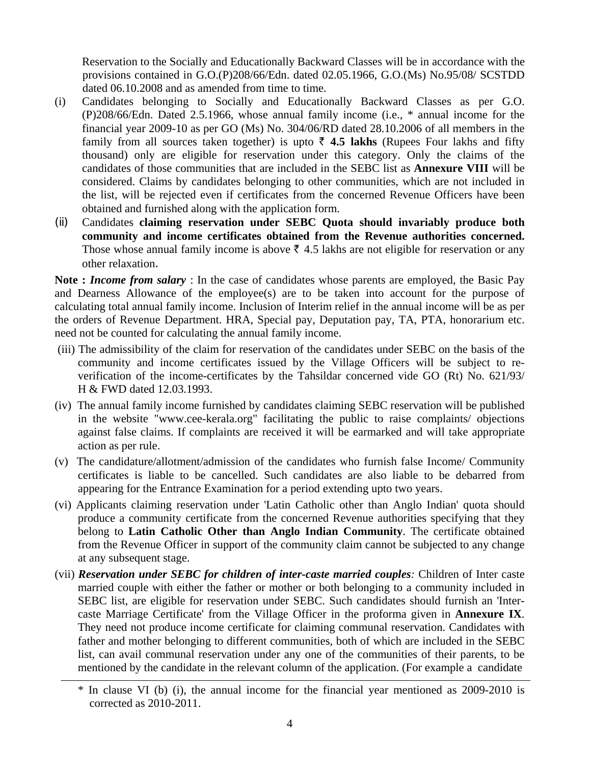Reservation to the Socially and Educationally Backward Classes will be in accordance with the provisions contained in G.O.(P)208/66/Edn. dated 02.05.1966, G.O.(Ms) No.95/08/ SCSTDD dated 06.10.2008 and as amended from time to time.

(i) Candidates belonging to Socially and Educationally Backward Classes as per G.O. (P)208/66/Edn. Dated 2.5.1966, whose annual family income (i.e., * annual income for the financial year 2009-10 as per GO (Ms) No. 304/06/RD dated 28.10.2006 of all members in the family from all sources taken together) is upto ₹ **4.5 lakhs** (Rupees Four lakhs and fifty thousand) only are eligible for reservation under this category. Only the claims of the candidates of those communities that are included in the SEBC list as **Annexure VIII** will be considered. Claims by candidates belonging to other communities, which are not included in the list, will be rejected even if certificates from the concerned Revenue Officers have been obtained and furnished along with the application form.

(ii) Candidates **claiming reservation under SEBC Quota should invariably produce both community and income certificates obtained from the Revenue authorities concerned.** Those whose annual family income is above ₹ 4.5 lakhs are not eligible for reservation or any other relaxation.

**Note :** ***Income from salary*** : In the case of candidates whose parents are employed, the Basic Pay and Dearness Allowance of the employee(s) are to be taken into account for the purpose of calculating total annual family income. Inclusion of Interim relief in the annual income will be as per the orders of Revenue Department. HRA, Special pay, Deputation pay, TA, PTA, honorarium etc. need not be counted for calculating the annual family income.

(iii) The admissibility of the claim for reservation of the candidates under SEBC on the basis of the community and income certificates issued by the Village Officers will be subject to re-verification of the income-certificates by the Tahsildar concerned vide GO (Rt) No. 621/93/ H & FWD dated 12.03.1993.

(iv) The annual family income furnished by candidates claiming SEBC reservation will be published in the website "www.cee-kerala.org" facilitating the public to raise complaints/ objections against false claims. If complaints are received it will be earmarked and will take appropriate action as per rule.

(v) The candidature/allotment/admission of the candidates who furnish false Income/ Community certificates is liable to be cancelled. Such candidates are also liable to be debarred from appearing for the Entrance Examination for a period extending upto two years.

(vi) Applicants claiming reservation under 'Latin Catholic other than Anglo Indian' quota should produce a community certificate from the concerned Revenue authorities specifying that they belong to **Latin Catholic Other than Anglo Indian Community**. The certificate obtained from the Revenue Officer in support of the community claim cannot be subjected to any change at any subsequent stage.

(vii) ***Reservation under SEBC for children of inter-caste married couples:*** Children of Inter caste married couple with either the father or mother or both belonging to a community included in SEBC list, are eligible for reservation under SEBC. Such candidates should furnish an 'Inter-caste Marriage Certificate' from the Village Officer in the proforma given in **Annexure IX**. They need not produce income certificate for claiming communal reservation. Candidates with father and mother belonging to different communities, both of which are included in the SEBC list, can avail communal reservation under any one of the communities of their parents, to be mentioned by the candidate in the relevant column of the application. (For example a candidate

---

\* In clause VI (b) (i), the annual income for the financial year mentioned as 2009-2010 is corrected as 2010-2011.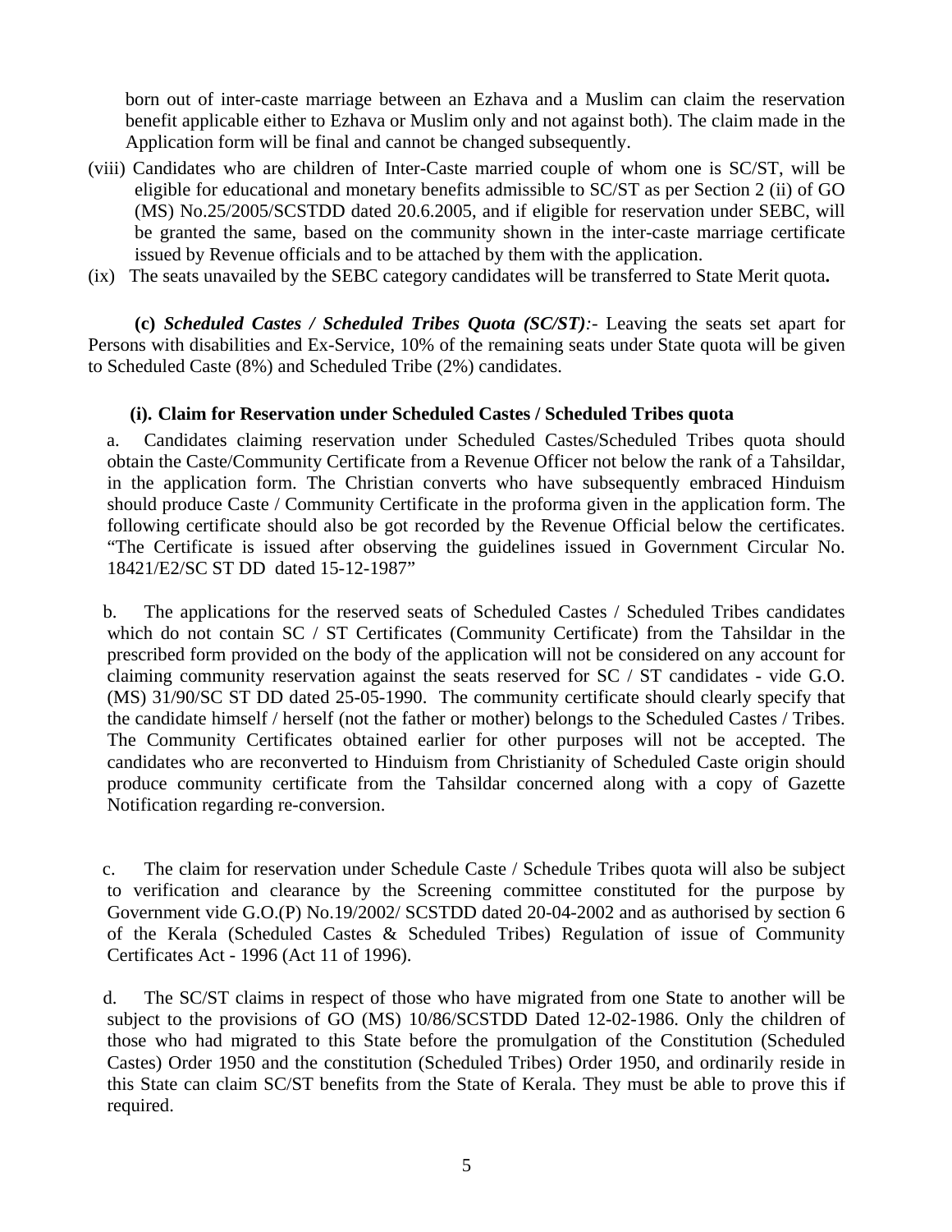born out of inter-caste marriage between an Ezhava and a Muslim can claim the reservation benefit applicable either to Ezhava or Muslim only and not against both). The claim made in the Application form will be final and cannot be changed subsequently.

(viii) Candidates who are children of Inter-Caste married couple of whom one is SC/ST, will be eligible for educational and monetary benefits admissible to SC/ST as per Section 2 (ii) of GO (MS) No.25/2005/SCSTDD dated 20.6.2005, and if eligible for reservation under SEBC, will be granted the same, based on the community shown in the inter-caste marriage certificate issued by Revenue officials and to be attached by them with the application.

(ix) The seats unavailed by the SEBC category candidates will be transferred to State Merit quota**.**

**(c)** ***Scheduled Castes / Scheduled Tribes Quota (SC/ST)****:-* Leaving the seats set apart for Persons with disabilities and Ex-Service, 10% of the remaining seats under State quota will be given to Scheduled Caste (8%) and Scheduled Tribe (2%) candidates.

**(i). Claim for Reservation under Scheduled Castes / Scheduled Tribes quota**

a. Candidates claiming reservation under Scheduled Castes/Scheduled Tribes quota should obtain the Caste/Community Certificate from a Revenue Officer not below the rank of a Tahsildar, in the application form. The Christian converts who have subsequently embraced Hinduism should produce Caste / Community Certificate in the proforma given in the application form. The following certificate should also be got recorded by the Revenue Official below the certificates. "The Certificate is issued after observing the guidelines issued in Government Circular No. 18421/E2/SC ST DD dated 15-12-1987"

b. The applications for the reserved seats of Scheduled Castes / Scheduled Tribes candidates which do not contain SC / ST Certificates (Community Certificate) from the Tahsildar in the prescribed form provided on the body of the application will not be considered on any account for claiming community reservation against the seats reserved for SC / ST candidates - vide G.O. (MS) 31/90/SC ST DD dated 25-05-1990. The community certificate should clearly specify that the candidate himself / herself (not the father or mother) belongs to the Scheduled Castes / Tribes. The Community Certificates obtained earlier for other purposes will not be accepted. The candidates who are reconverted to Hinduism from Christianity of Scheduled Caste origin should produce community certificate from the Tahsildar concerned along with a copy of Gazette Notification regarding re-conversion.

c. The claim for reservation under Schedule Caste / Schedule Tribes quota will also be subject to verification and clearance by the Screening committee constituted for the purpose by Government vide G.O.(P) No.19/2002/ SCSTDD dated 20-04-2002 and as authorised by section 6 of the Kerala (Scheduled Castes & Scheduled Tribes) Regulation of issue of Community Certificates Act - 1996 (Act 11 of 1996).

d. The SC/ST claims in respect of those who have migrated from one State to another will be subject to the provisions of GO (MS) 10/86/SCSTDD Dated 12-02-1986. Only the children of those who had migrated to this State before the promulgation of the Constitution (Scheduled Castes) Order 1950 and the constitution (Scheduled Tribes) Order 1950, and ordinarily reside in this State can claim SC/ST benefits from the State of Kerala. They must be able to prove this if required.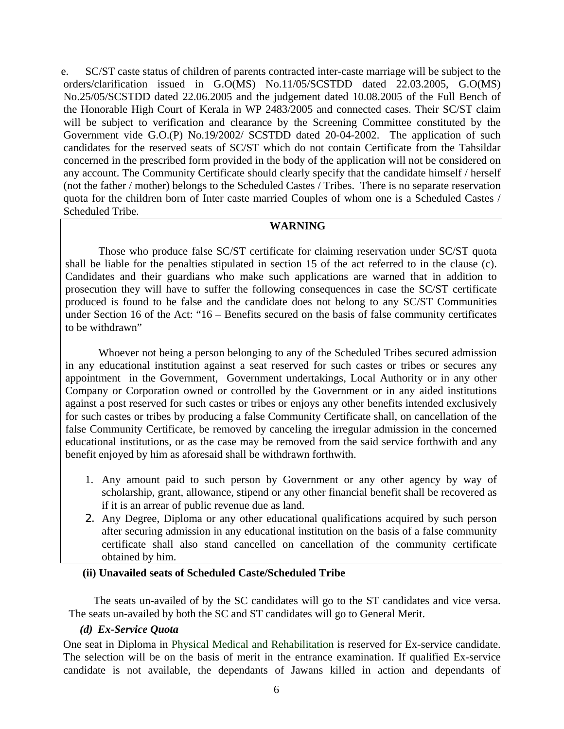e. SC/ST caste status of children of parents contracted inter-caste marriage will be subject to the orders/clarification issued in G.O(MS) No.11/05/SCSTDD dated 22.03.2005, G.O(MS) No.25/05/SCSTDD dated 22.06.2005 and the judgement dated 10.08.2005 of the Full Bench of the Honorable High Court of Kerala in WP 2483/2005 and connected cases. Their SC/ST claim will be subject to verification and clearance by the Screening Committee constituted by the Government vide G.O.(P) No.19/2002/ SCSTDD dated 20-04-2002. The application of such candidates for the reserved seats of SC/ST which do not contain Certificate from the Tahsildar concerned in the prescribed form provided in the body of the application will not be considered on any account. The Community Certificate should clearly specify that the candidate himself / herself (not the father / mother) belongs to the Scheduled Castes / Tribes. There is no separate reservation quota for the children born of Inter caste married Couples of whom one is a Scheduled Castes / Scheduled Tribe.

**WARNING**

Those who produce false SC/ST certificate for claiming reservation under SC/ST quota shall be liable for the penalties stipulated in section 15 of the act referred to in the clause (c). Candidates and their guardians who make such applications are warned that in addition to prosecution they will have to suffer the following consequences in case the SC/ST certificate produced is found to be false and the candidate does not belong to any SC/ST Communities under Section 16 of the Act: "16 – Benefits secured on the basis of false community certificates to be withdrawn"

Whoever not being a person belonging to any of the Scheduled Tribes secured admission in any educational institution against a seat reserved for such castes or tribes or secures any appointment in the Government, Government undertakings, Local Authority or in any other Company or Corporation owned or controlled by the Government or in any aided institutions against a post reserved for such castes or tribes or enjoys any other benefits intended exclusively for such castes or tribes by producing a false Community Certificate shall, on cancellation of the false Community Certificate, be removed by canceling the irregular admission in the concerned educational institutions, or as the case may be removed from the said service forthwith and any benefit enjoyed by him as aforesaid shall be withdrawn forthwith.

1. Any amount paid to such person by Government or any other agency by way of scholarship, grant, allowance, stipend or any other financial benefit shall be recovered as if it is an arrear of public revenue due as land.
2. Any Degree, Diploma or any other educational qualifications acquired by such person after securing admission in any educational institution on the basis of a false community certificate shall also stand cancelled on cancellation of the community certificate obtained by him.

**(ii) Unavailed seats of Scheduled Caste/Scheduled Tribe**

The seats un-availed of by the SC candidates will go to the ST candidates and vice versa. The seats un-availed by both the SC and ST candidates will go to General Merit.

***(d) Ex-Service Quota***

One seat in Diploma in Physical Medical and Rehabilitation is reserved for Ex-service candidate. The selection will be on the basis of merit in the entrance examination. If qualified Ex-service candidate is not available, the dependants of Jawans killed in action and dependants of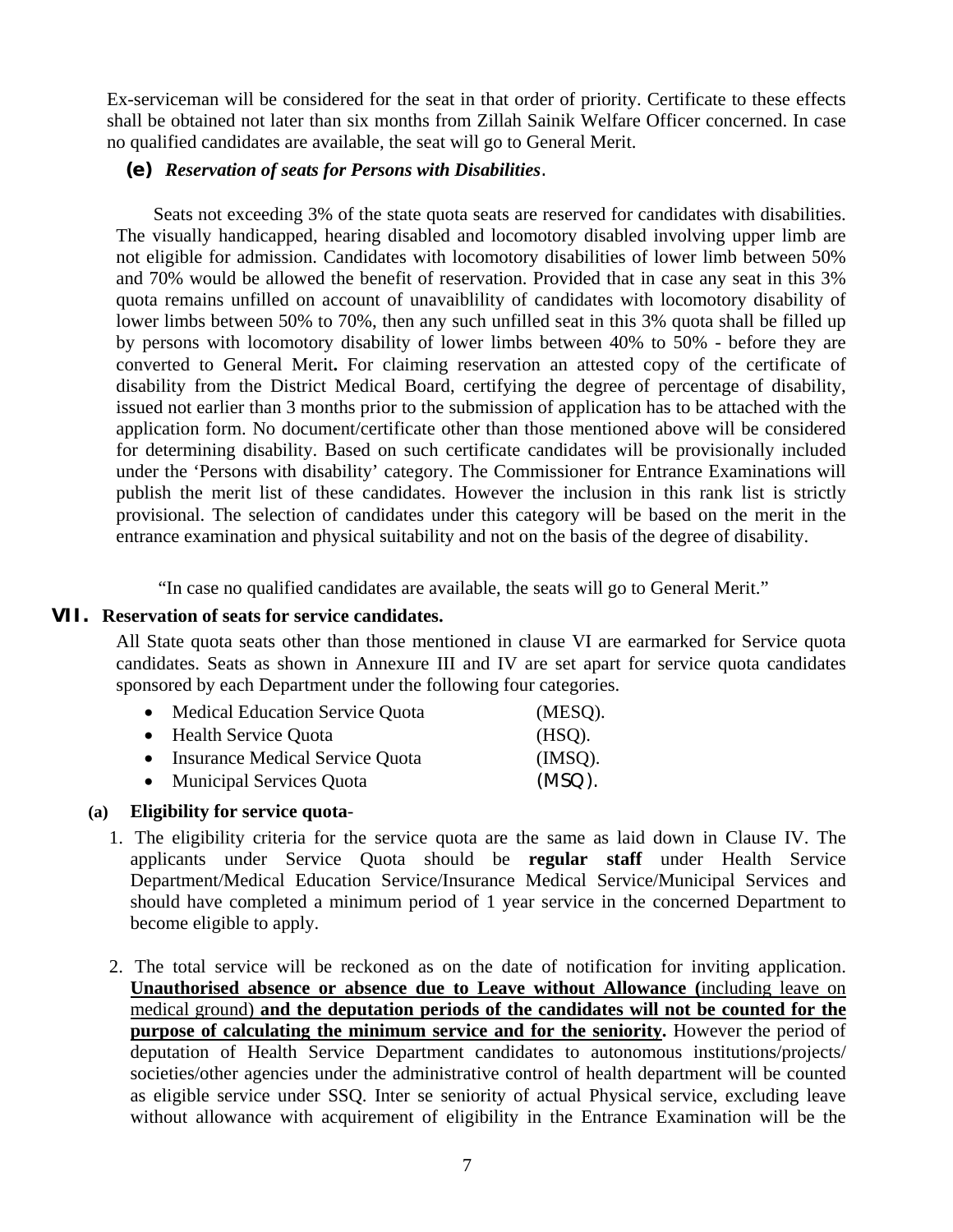Ex-serviceman will be considered for the seat in that order of priority. Certificate to these effects shall be obtained not later than six months from Zillah Sainik Welfare Officer concerned. In case no qualified candidates are available, the seat will go to General Merit.

**(e)** ***Reservation of seats for Persons with Disabilities***.

Seats not exceeding 3% of the state quota seats are reserved for candidates with disabilities. The visually handicapped, hearing disabled and locomotory disabled involving upper limb are not eligible for admission. Candidates with locomotory disabilities of lower limb between 50% and 70% would be allowed the benefit of reservation. Provided that in case any seat in this 3% quota remains unfilled on account of unavaiblility of candidates with locomotory disability of lower limbs between 50% to 70%, then any such unfilled seat in this 3% quota shall be filled up by persons with locomotory disability of lower limbs between 40% to 50% - before they are converted to General Merit**.** For claiming reservation an attested copy of the certificate of disability from the District Medical Board, certifying the degree of percentage of disability, issued not earlier than 3 months prior to the submission of application has to be attached with the application form. No document/certificate other than those mentioned above will be considered for determining disability. Based on such certificate candidates will be provisionally included under the 'Persons with disability' category. The Commissioner for Entrance Examinations will publish the merit list of these candidates. However the inclusion in this rank list is strictly provisional. The selection of candidates under this category will be based on the merit in the entrance examination and physical suitability and not on the basis of the degree of disability.

"In case no qualified candidates are available, the seats will go to General Merit."

## VII. Reservation of seats for service candidates.

All State quota seats other than those mentioned in clause VI are earmarked for Service quota candidates. Seats as shown in Annexure III and IV are set apart for service quota candidates sponsored by each Department under the following four categories.

- Medical Education Service Quota (MESQ).
- Health Service Quota (HSQ).
- Insurance Medical Service Quota (IMSQ).
- Municipal Services Quota (MSQ).

**(a) Eligibility for service quota**-

1. The eligibility criteria for the service quota are the same as laid down in Clause IV. The applicants under Service Quota should be **regular staff** under Health Service Department/Medical Education Service/Insurance Medical Service/Municipal Services and should have completed a minimum period of 1 year service in the concerned Department to become eligible to apply.

2. The total service will be reckoned as on the date of notification for inviting application. **Unauthorised absence or absence due to Leave without Allowance (**including leave on medical ground) **and the deputation periods of the candidates will not be counted for the purpose of calculating the minimum service and for the seniority.** However the period of deputation of Health Service Department candidates to autonomous institutions/projects/ societies/other agencies under the administrative control of health department will be counted as eligible service under SSQ. Inter se seniority of actual Physical service, excluding leave without allowance with acquirement of eligibility in the Entrance Examination will be the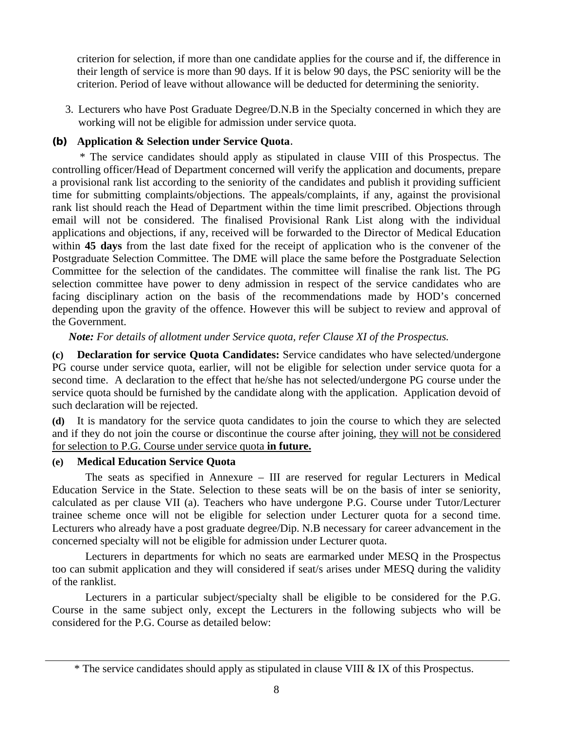criterion for selection, if more than one candidate applies for the course and if, the difference in their length of service is more than 90 days. If it is below 90 days, the PSC seniority will be the criterion. Period of leave without allowance will be deducted for determining the seniority.

3. Lecturers who have Post Graduate Degree/D.N.B in the Specialty concerned in which they are working will not be eligible for admission under service quota.

**(b) Application & Selection under Service Quota**.

* The service candidates should apply as stipulated in clause VIII of this Prospectus. The controlling officer/Head of Department concerned will verify the application and documents, prepare a provisional rank list according to the seniority of the candidates and publish it providing sufficient time for submitting complaints/objections. The appeals/complaints, if any, against the provisional rank list should reach the Head of Department within the time limit prescribed. Objections through email will not be considered. The finalised Provisional Rank List along with the individual applications and objections, if any, received will be forwarded to the Director of Medical Education within **45 days** from the last date fixed for the receipt of application who is the convener of the Postgraduate Selection Committee. The DME will place the same before the Postgraduate Selection Committee for the selection of the candidates. The committee will finalise the rank list. The PG selection committee have power to deny admission in respect of the service candidates who are facing disciplinary action on the basis of the recommendations made by HOD's concerned depending upon the gravity of the offence. However this will be subject to review and approval of the Government.

***Note:*** *For details of allotment under Service quota, refer Clause XI of the Prospectus.*

**(c) Declaration for service Quota Candidates:** Service candidates who have selected/undergone PG course under service quota, earlier, will not be eligible for selection under service quota for a second time. A declaration to the effect that he/she has not selected/undergone PG course under the service quota should be furnished by the candidate along with the application. Application devoid of such declaration will be rejected.

**(d)** It is mandatory for the service quota candidates to join the course to which they are selected and if they do not join the course or discontinue the course after joining, they will not be considered for selection to P.G. Course under service quota **in future.**

**(e) Medical Education Service Quota**

The seats as specified in Annexure – III are reserved for regular Lecturers in Medical Education Service in the State. Selection to these seats will be on the basis of inter se seniority, calculated as per clause VII (a). Teachers who have undergone P.G. Course under Tutor/Lecturer trainee scheme once will not be eligible for selection under Lecturer quota for a second time. Lecturers who already have a post graduate degree/Dip. N.B necessary for career advancement in the concerned specialty will not be eligible for admission under Lecturer quota.

Lecturers in departments for which no seats are earmarked under MESQ in the Prospectus too can submit application and they will considered if seat/s arises under MESQ during the validity of the ranklist.

Lecturers in a particular subject/specialty shall be eligible to be considered for the P.G. Course in the same subject only, except the Lecturers in the following subjects who will be considered for the P.G. Course as detailed below:

---

* The service candidates should apply as stipulated in clause VIII & IX of this Prospectus.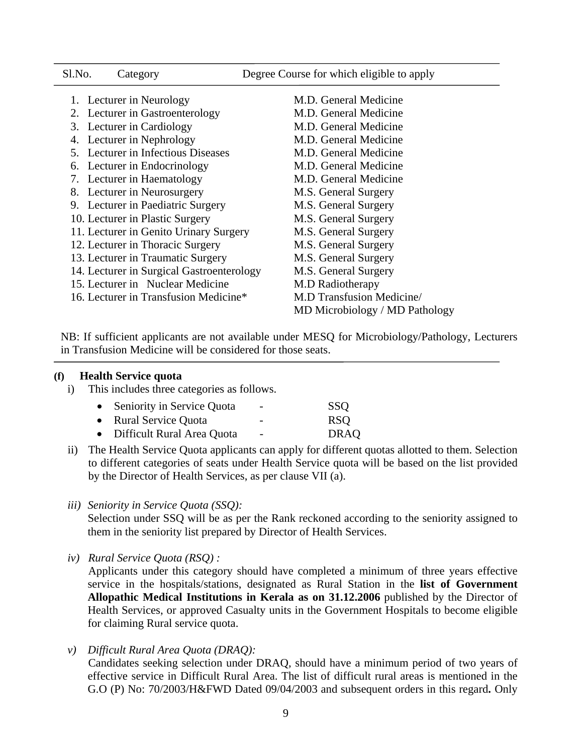| Sl.No. | Category | Degree Course for which eligible to apply |
| --- | --- | --- |
| 1. | Lecturer in Neurology | M.D. General Medicine |
| 2. | Lecturer in Gastroenterology | M.D. General Medicine |
| 3. | Lecturer in Cardiology | M.D. General Medicine |
| 4. | Lecturer in Nephrology | M.D. General Medicine |
| 5. | Lecturer in Infectious Diseases | M.D. General Medicine |
| 6. | Lecturer in Endocrinology | M.D. General Medicine |
| 7. | Lecturer in Haematology | M.D. General Medicine |
| 8. | Lecturer in Neurosurgery | M.S. General Surgery |
| 9. | Lecturer in Paediatric Surgery | M.S. General Surgery |
| 10. | Lecturer in Plastic Surgery | M.S. General Surgery |
| 11. | Lecturer in Genito Urinary Surgery | M.S. General Surgery |
| 12. | Lecturer in Thoracic Surgery | M.S. General Surgery |
| 13. | Lecturer in Traumatic Surgery | M.S. General Surgery |
| 14. | Lecturer in Surgical Gastroenterology | M.S. General Surgery |
| 15. | Lecturer in Nuclear Medicine | M.D Radiotherapy |
| 16. | Lecturer in Transfusion Medicine* | M.D Transfusion Medicine/ MD Microbiology / MD Pathology |

NB: If sufficient applicants are not available under MESQ for Microbiology/Pathology, Lecturers in Transfusion Medicine will be considered for those seats.

**(f) Health Service quota**

i) This includes three categories as follows.

- Seniority in Service Quota - SSQ
- Rural Service Quota - RSQ
- Difficult Rural Area Quota - DRAQ

ii) The Health Service Quota applicants can apply for different quotas allotted to them. Selection to different categories of seats under Health Service quota will be based on the list provided by the Director of Health Services, as per clause VII (a).

*iii) Seniority in Service Quota (SSQ):*

Selection under SSQ will be as per the Rank reckoned according to the seniority assigned to them in the seniority list prepared by Director of Health Services.

*iv) Rural Service Quota (RSQ) :*

Applicants under this category should have completed a minimum of three years effective service in the hospitals/stations, designated as Rural Station in the **list of Government Allopathic Medical Institutions in Kerala as on 31.12.2006** published by the Director of Health Services, or approved Casualty units in the Government Hospitals to become eligible for claiming Rural service quota.

*v) Difficult Rural Area Quota (DRAQ):*

Candidates seeking selection under DRAQ, should have a minimum period of two years of effective service in Difficult Rural Area. The list of difficult rural areas is mentioned in the G.O (P) No: 70/2003/H&FWD Dated 09/04/2003 and subsequent orders in this regard**.** Only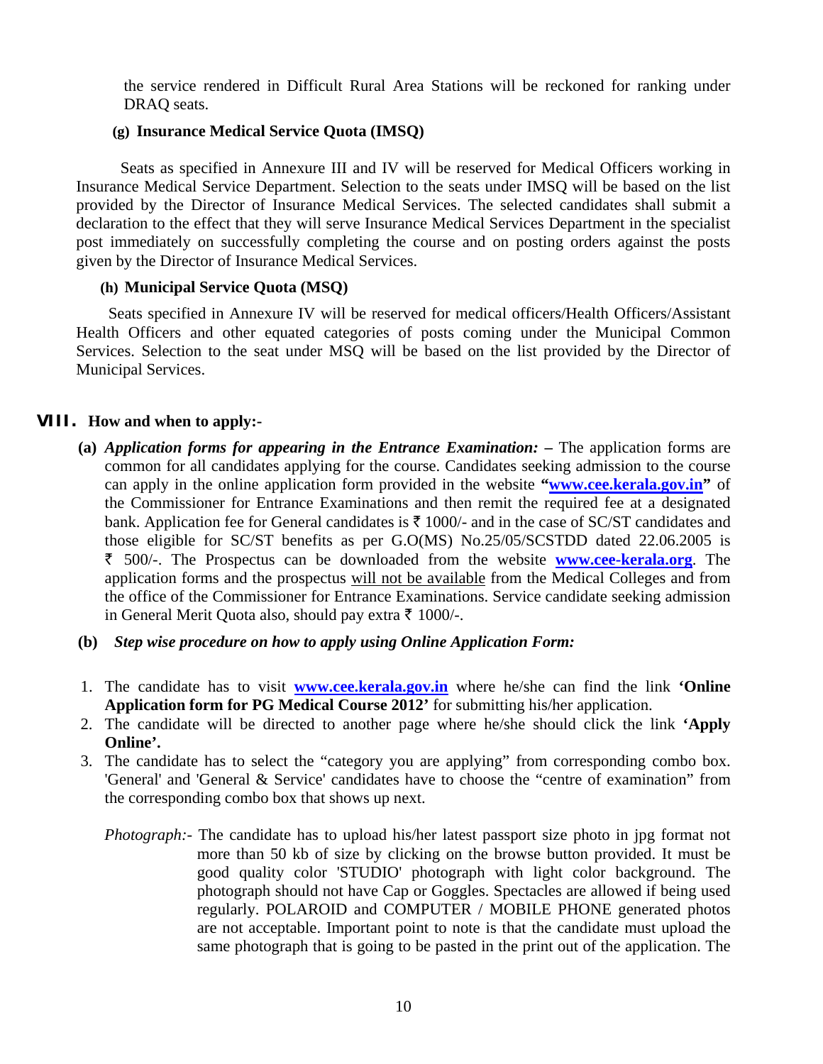the service rendered in Difficult Rural Area Stations will be reckoned for ranking under DRAQ seats.

**(g) Insurance Medical Service Quota (IMSQ)**

Seats as specified in Annexure III and IV will be reserved for Medical Officers working in Insurance Medical Service Department. Selection to the seats under IMSQ will be based on the list provided by the Director of Insurance Medical Services. The selected candidates shall submit a declaration to the effect that they will serve Insurance Medical Services Department in the specialist post immediately on successfully completing the course and on posting orders against the posts given by the Director of Insurance Medical Services.

**(h) Municipal Service Quota (MSQ)**

Seats specified in Annexure IV will be reserved for medical officers/Health Officers/Assistant Health Officers and other equated categories of posts coming under the Municipal Common Services. Selection to the seat under MSQ will be based on the list provided by the Director of Municipal Services.

## VIII. How and when to apply:-

**(a)** ***Application forms for appearing in the Entrance Examination:* –** The application forms are common for all candidates applying for the course. Candidates seeking admission to the course can apply in the online application form provided in the website **"www.cee.kerala.gov.in"** of the Commissioner for Entrance Examinations and then remit the required fee at a designated bank. Application fee for General candidates is ₹ 1000/- and in the case of SC/ST candidates and those eligible for SC/ST benefits as per G.O(MS) No.25/05/SCSTDD dated 22.06.2005 is ₹ 500/-. The Prospectus can be downloaded from the website **www.cee-kerala.org**. The application forms and the prospectus will not be available from the Medical Colleges and from the office of the Commissioner for Entrance Examinations. Service candidate seeking admission in General Merit Quota also, should pay extra ₹ 1000/-.

**(b)** ***Step wise procedure on how to apply using Online Application Form:***

1. The candidate has to visit **www.cee.kerala.gov.in** where he/she can find the link **'Online Application form for PG Medical Course 2012'** for submitting his/her application.
2. The candidate will be directed to another page where he/she should click the link **'Apply Online'.**
3. The candidate has to select the "category you are applying" from corresponding combo box. 'General' and 'General & Service' candidates have to choose the "centre of examination" from the corresponding combo box that shows up next.

   *Photograph:-* The candidate has to upload his/her latest passport size photo in jpg format not more than 50 kb of size by clicking on the browse button provided. It must be good quality color 'STUDIO' photograph with light color background. The photograph should not have Cap or Goggles. Spectacles are allowed if being used regularly. POLAROID and COMPUTER / MOBILE PHONE generated photos are not acceptable. Important point to note is that the candidate must upload the same photograph that is going to be pasted in the print out of the application. The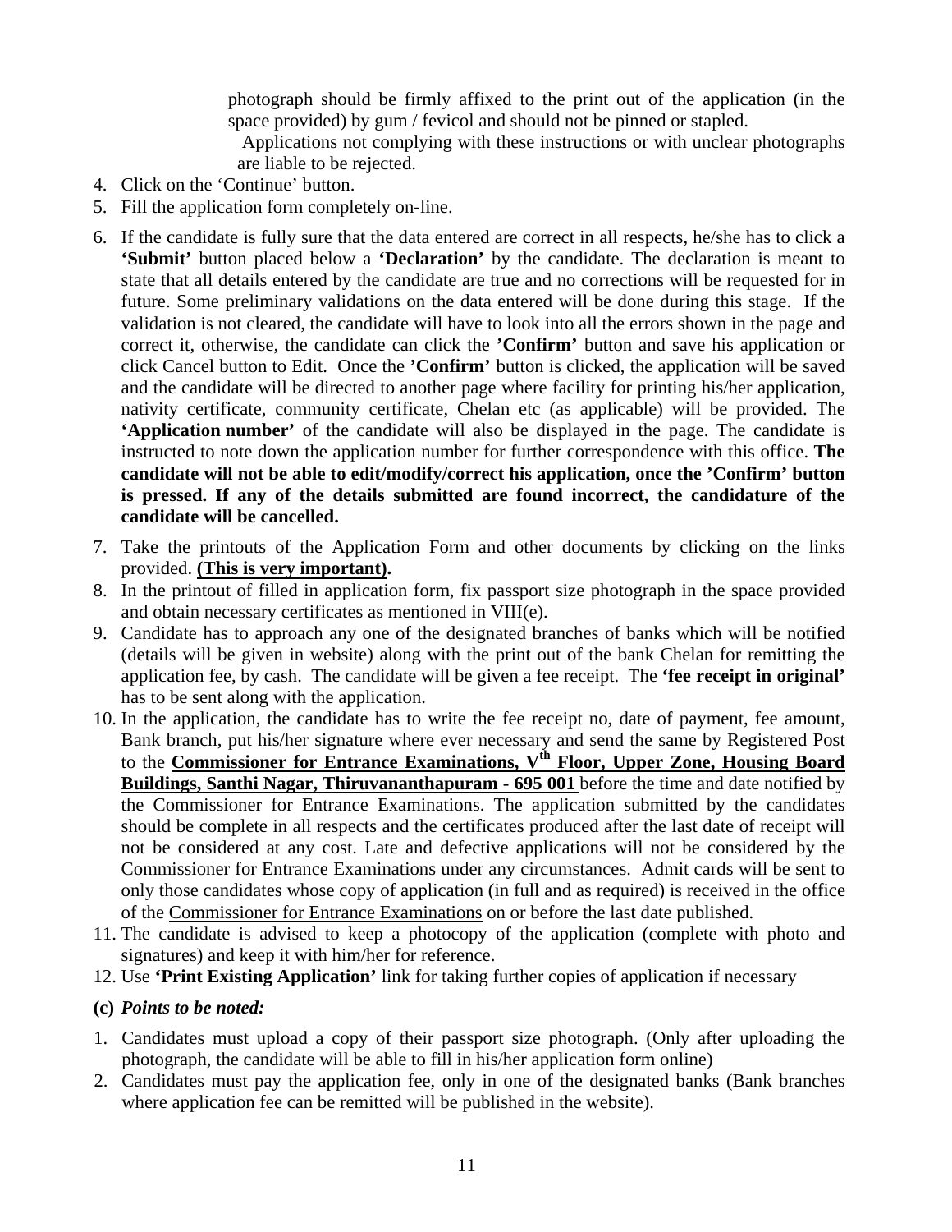photograph should be firmly affixed to the print out of the application (in the space provided) by gum / fevicol and should not be pinned or stapled.

Applications not complying with these instructions or with unclear photographs are liable to be rejected.

4. Click on the 'Continue' button.
5. Fill the application form completely on-line.
6. If the candidate is fully sure that the data entered are correct in all respects, he/she has to click a **'Submit'** button placed below a **'Declaration'** by the candidate. The declaration is meant to state that all details entered by the candidate are true and no corrections will be requested for in future. Some preliminary validations on the data entered will be done during this stage. If the validation is not cleared, the candidate will have to look into all the errors shown in the page and correct it, otherwise, the candidate can click the **'Confirm'** button and save his application or click Cancel button to Edit. Once the **'Confirm'** button is clicked, the application will be saved and the candidate will be directed to another page where facility for printing his/her application, nativity certificate, community certificate, Chelan etc (as applicable) will be provided. The **'Application number'** of the candidate will also be displayed in the page. The candidate is instructed to note down the application number for further correspondence with this office. **The candidate will not be able to edit/modify/correct his application, once the 'Confirm' button is pressed. If any of the details submitted are found incorrect, the candidature of the candidate will be cancelled.**
7. Take the printouts of the Application Form and other documents by clicking on the links provided. **(This is very important).**
8. In the printout of filled in application form, fix passport size photograph in the space provided and obtain necessary certificates as mentioned in VIII(e).
9. Candidate has to approach any one of the designated branches of banks which will be notified (details will be given in website) along with the print out of the bank Chelan for remitting the application fee, by cash. The candidate will be given a fee receipt. The **'fee receipt in original'** has to be sent along with the application.
10. In the application, the candidate has to write the fee receipt no, date of payment, fee amount, Bank branch, put his/her signature where ever necessary and send the same by Registered Post to the **Commissioner for Entrance Examinations, V^th^ Floor, Upper Zone, Housing Board Buildings, Santhi Nagar, Thiruvananthapuram - 695 001** before the time and date notified by the Commissioner for Entrance Examinations. The application submitted by the candidates should be complete in all respects and the certificates produced after the last date of receipt will not be considered at any cost. Late and defective applications will not be considered by the Commissioner for Entrance Examinations under any circumstances. Admit cards will be sent to only those candidates whose copy of application (in full and as required) is received in the office of the Commissioner for Entrance Examinations on or before the last date published.
11. The candidate is advised to keep a photocopy of the application (complete with photo and signatures) and keep it with him/her for reference.
12. Use **'Print Existing Application'** link for taking further copies of application if necessary

**(c)** ***Points to be noted:***

1. Candidates must upload a copy of their passport size photograph. (Only after uploading the photograph, the candidate will be able to fill in his/her application form online)
2. Candidates must pay the application fee, only in one of the designated banks (Bank branches where application fee can be remitted will be published in the website).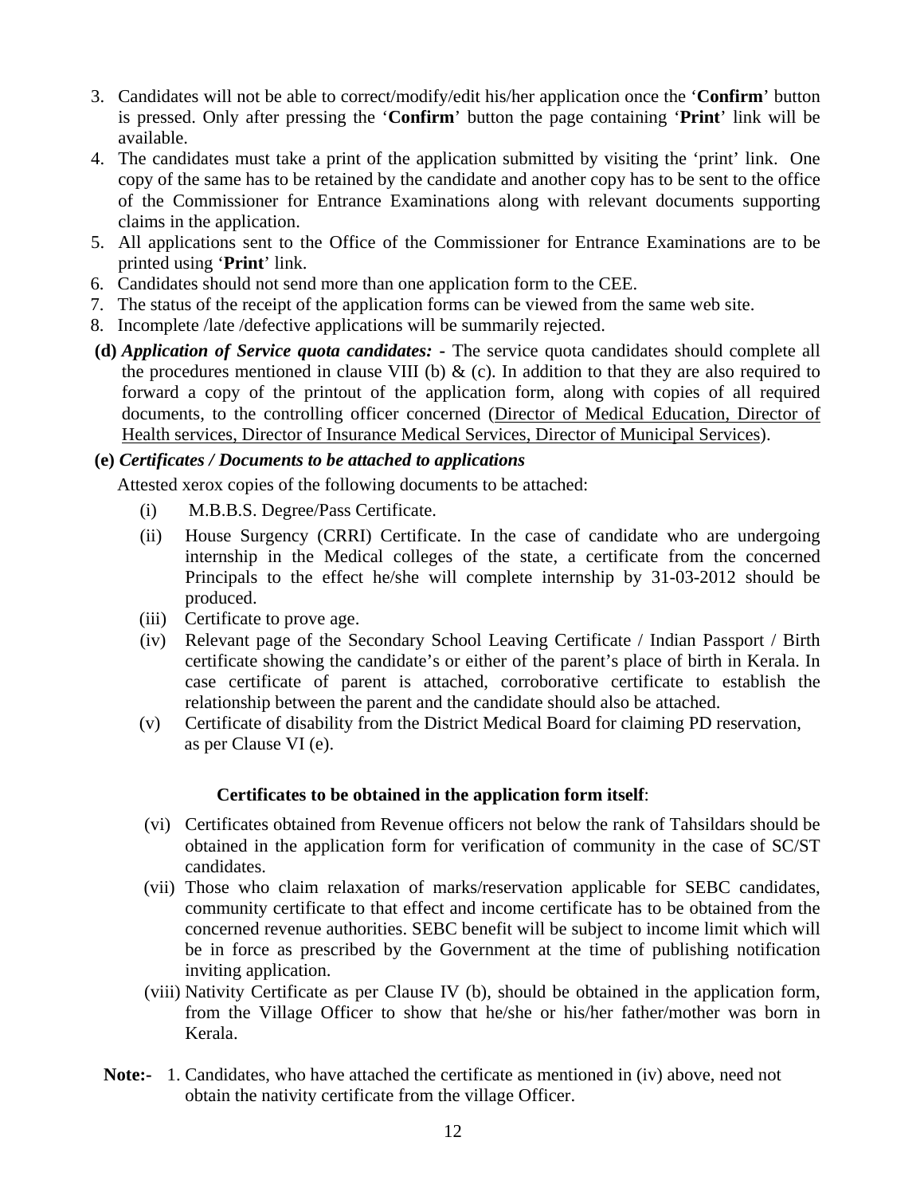3. Candidates will not be able to correct/modify/edit his/her application once the '**Confirm**' button is pressed. Only after pressing the '**Confirm**' button the page containing '**Print**' link will be available.
4. The candidates must take a print of the application submitted by visiting the 'print' link. One copy of the same has to be retained by the candidate and another copy has to be sent to the office of the Commissioner for Entrance Examinations along with relevant documents supporting claims in the application.
5. All applications sent to the Office of the Commissioner for Entrance Examinations are to be printed using '**Print**' link.
6. Candidates should not send more than one application form to the CEE.
7. The status of the receipt of the application forms can be viewed from the same web site.
8. Incomplete /late /defective applications will be summarily rejected.

**(d)** ***Application of Service quota candidates:*** **-** The service quota candidates should complete all the procedures mentioned in clause VIII (b) & (c). In addition to that they are also required to forward a copy of the printout of the application form, along with copies of all required documents, to the controlling officer concerned (Director of Medical Education, Director of Health services, Director of Insurance Medical Services, Director of Municipal Services).

**(e)** ***Certificates / Documents to be attached to applications***

Attested xerox copies of the following documents to be attached:

(i) M.B.B.S. Degree/Pass Certificate.

(ii) House Surgency (CRRI) Certificate. In the case of candidate who are undergoing internship in the Medical colleges of the state, a certificate from the concerned Principals to the effect he/she will complete internship by 31-03-2012 should be produced.

(iii) Certificate to prove age.

(iv) Relevant page of the Secondary School Leaving Certificate / Indian Passport / Birth certificate showing the candidate's or either of the parent's place of birth in Kerala. In case certificate of parent is attached, corroborative certificate to establish the relationship between the parent and the candidate should also be attached.

(v) Certificate of disability from the District Medical Board for claiming PD reservation, as per Clause VI (e).

**Certificates to be obtained in the application form itself**:

(vi) Certificates obtained from Revenue officers not below the rank of Tahsildars should be obtained in the application form for verification of community in the case of SC/ST candidates.

(vii) Those who claim relaxation of marks/reservation applicable for SEBC candidates, community certificate to that effect and income certificate has to be obtained from the concerned revenue authorities. SEBC benefit will be subject to income limit which will be in force as prescribed by the Government at the time of publishing notification inviting application.

(viii) Nativity Certificate as per Clause IV (b), should be obtained in the application form, from the Village Officer to show that he/she or his/her father/mother was born in Kerala.

**Note:-** 1. Candidates, who have attached the certificate as mentioned in (iv) above, need not obtain the nativity certificate from the village Officer.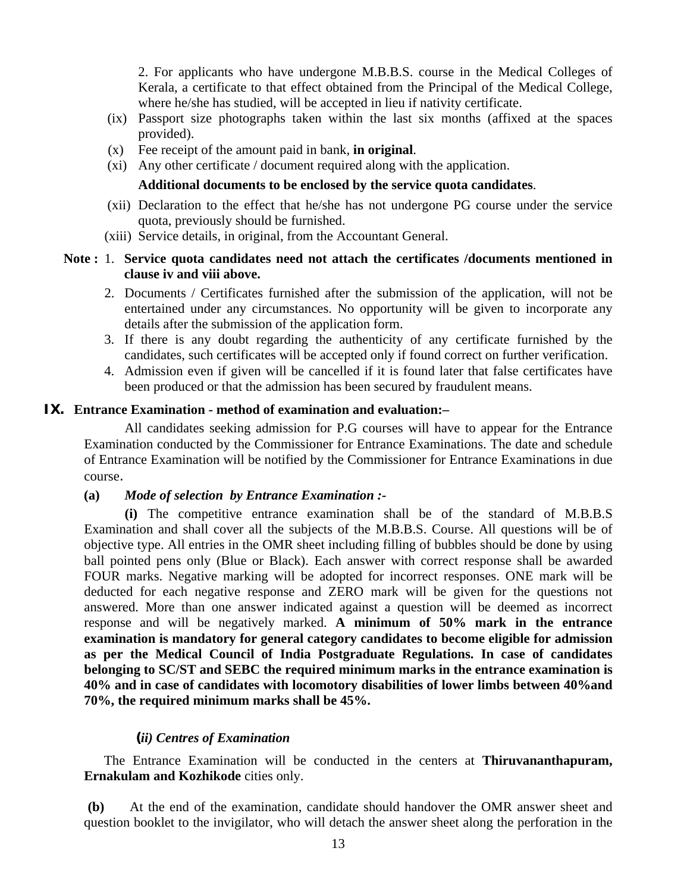2. For applicants who have undergone M.B.B.S. course in the Medical Colleges of Kerala, a certificate to that effect obtained from the Principal of the Medical College, where he/she has studied, will be accepted in lieu if nativity certificate.

(ix) Passport size photographs taken within the last six months (affixed at the spaces provided).

(x) Fee receipt of the amount paid in bank, **in original**.

(xi) Any other certificate / document required along with the application.

**Additional documents to be enclosed by the service quota candidates**.

(xii) Declaration to the effect that he/she has not undergone PG course under the service quota, previously should be furnished.

(xiii) Service details, in original, from the Accountant General.

**Note :** 1. **Service quota candidates need not attach the certificates /documents mentioned in clause iv and viii above.**

2. Documents / Certificates furnished after the submission of the application, will not be entertained under any circumstances. No opportunity will be given to incorporate any details after the submission of the application form.
3. If there is any doubt regarding the authenticity of any certificate furnished by the candidates, such certificates will be accepted only if found correct on further verification.
4. Admission even if given will be cancelled if it is found later that false certificates have been produced or that the admission has been secured by fraudulent means.

## IX. Entrance Examination - method of examination and evaluation:–

All candidates seeking admission for P.G courses will have to appear for the Entrance Examination conducted by the Commissioner for Entrance Examinations. The date and schedule of Entrance Examination will be notified by the Commissioner for Entrance Examinations in due course.

**(a)** ***Mode of selection by Entrance Examination :-***

**(i)** The competitive entrance examination shall be of the standard of M.B.B.S Examination and shall cover all the subjects of the M.B.B.S. Course. All questions will be of objective type. All entries in the OMR sheet including filling of bubbles should be done by using ball pointed pens only (Blue or Black). Each answer with correct response shall be awarded FOUR marks. Negative marking will be adopted for incorrect responses. ONE mark will be deducted for each negative response and ZERO mark will be given for the questions not answered. More than one answer indicated against a question will be deemed as incorrect response and will be negatively marked. **A minimum of 50% mark in the entrance examination is mandatory for general category candidates to become eligible for admission as per the Medical Council of India Postgraduate Regulations. In case of candidates belonging to SC/ST and SEBC the required minimum marks in the entrance examination is 40% and in case of candidates with locomotory disabilities of lower limbs between 40%and 70%, the required minimum marks shall be 45%.**

***(ii) Centres of Examination***

The Entrance Examination will be conducted in the centers at **Thiruvananthapuram, Ernakulam and Kozhikode** cities only.

**(b)** At the end of the examination, candidate should handover the OMR answer sheet and question booklet to the invigilator, who will detach the answer sheet along the perforation in the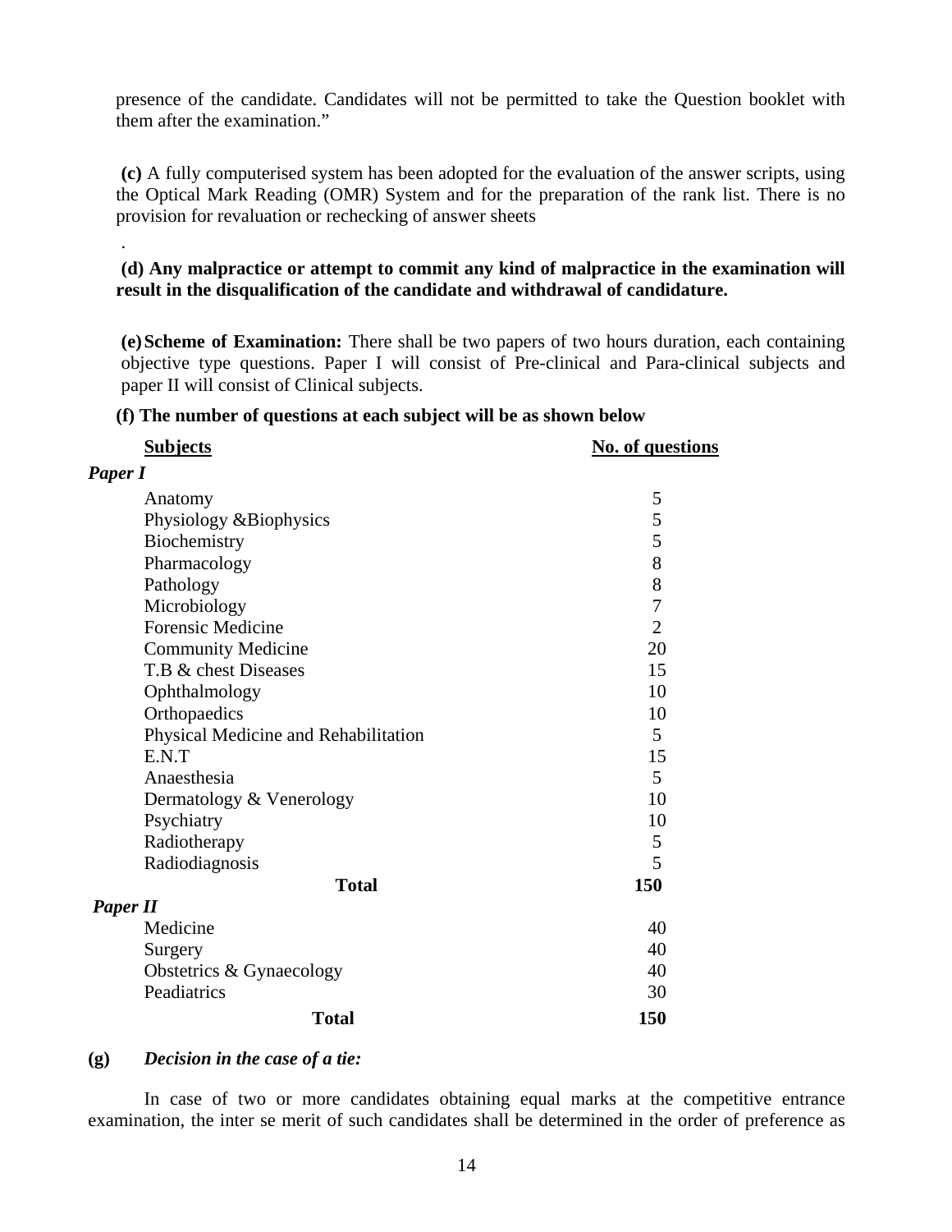presence of the candidate. Candidates will not be permitted to take the Question booklet with them after the examination."

**(c)** A fully computerised system has been adopted for the evaluation of the answer scripts, using the Optical Mark Reading (OMR) System and for the preparation of the rank list. There is no provision for revaluation or rechecking of answer sheets

.

**(d) Any malpractice or attempt to commit any kind of malpractice in the examination will result in the disqualification of the candidate and withdrawal of candidature.**

**(e) Scheme of Examination:** There shall be two papers of two hours duration, each containing objective type questions. Paper I will consist of Pre-clinical and Para-clinical subjects and paper II will consist of Clinical subjects.

**(f) The number of questions at each subject will be as shown below**

| Subjects | No. of questions |
|---|---|
| ***Paper I*** | |
| Anatomy | 5 |
| Physiology &Biophysics | 5 |
| Biochemistry | 5 |
| Pharmacology | 8 |
| Pathology | 8 |
| Microbiology | 7 |
| Forensic Medicine | 2 |
| Community Medicine | 20 |
| T.B & chest Diseases | 15 |
| Ophthalmology | 10 |
| Orthopaedics | 10 |
| Physical Medicine and Rehabilitation | 5 |
| E.N.T | 15 |
| Anaesthesia | 5 |
| Dermatology & Venerology | 10 |
| Psychiatry | 10 |
| Radiotherapy | 5 |
| Radiodiagnosis | 5 |
| **Total** | **150** |
| ***Paper II*** | |
| Medicine | 40 |
| Surgery | 40 |
| Obstetrics & Gynaecology | 40 |
| Peadiatrics | 30 |
| **Total** | **150** |

**(g)** ***Decision in the case of a tie:***

In case of two or more candidates obtaining equal marks at the competitive entrance examination, the inter se merit of such candidates shall be determined in the order of preference as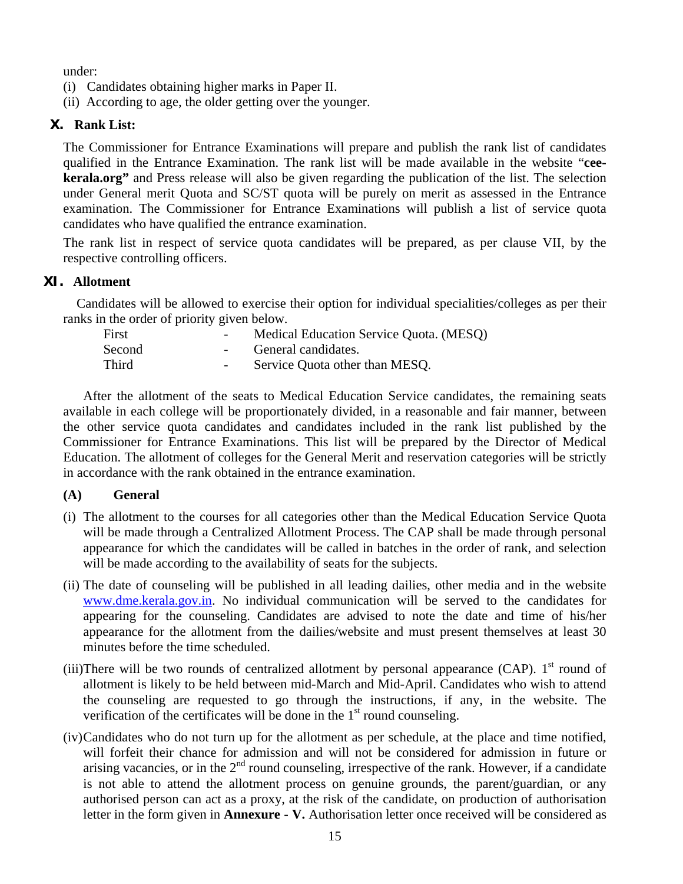under:

(i) Candidates obtaining higher marks in Paper II.

(ii) According to age, the older getting over the younger.

## X. Rank List:

The Commissioner for Entrance Examinations will prepare and publish the rank list of candidates qualified in the Entrance Examination. The rank list will be made available in the website "**cee-kerala.org"** and Press release will also be given regarding the publication of the list. The selection under General merit Quota and SC/ST quota will be purely on merit as assessed in the Entrance examination. The Commissioner for Entrance Examinations will publish a list of service quota candidates who have qualified the entrance examination.

The rank list in respect of service quota candidates will be prepared, as per clause VII, by the respective controlling officers.

## XI. Allotment

Candidates will be allowed to exercise their option for individual specialities/colleges as per their ranks in the order of priority given below.

| | | |
|---|---|---|
| First | - | Medical Education Service Quota. (MESQ) |
| Second | - | General candidates. |
| Third | - | Service Quota other than MESQ. |

After the allotment of the seats to Medical Education Service candidates, the remaining seats available in each college will be proportionately divided, in a reasonable and fair manner, between the other service quota candidates and candidates included in the rank list published by the Commissioner for Entrance Examinations. This list will be prepared by the Director of Medical Education. The allotment of colleges for the General Merit and reservation categories will be strictly in accordance with the rank obtained in the entrance examination.

### (A) General

(i) The allotment to the courses for all categories other than the Medical Education Service Quota will be made through a Centralized Allotment Process. The CAP shall be made through personal appearance for which the candidates will be called in batches in the order of rank, and selection will be made according to the availability of seats for the subjects.

(ii) The date of counseling will be published in all leading dailies, other media and in the website www.dme.kerala.gov.in. No individual communication will be served to the candidates for appearing for the counseling. Candidates are advised to note the date and time of his/her appearance for the allotment from the dailies/website and must present themselves at least 30 minutes before the time scheduled.

(iii) There will be two rounds of centralized allotment by personal appearance (CAP). 1st round of allotment is likely to be held between mid-March and Mid-April. Candidates who wish to attend the counseling are requested to go through the instructions, if any, in the website. The verification of the certificates will be done in the 1st round counseling.

(iv) Candidates who do not turn up for the allotment as per schedule, at the place and time notified, will forfeit their chance for admission and will not be considered for admission in future or arising vacancies, or in the 2nd round counseling, irrespective of the rank. However, if a candidate is not able to attend the allotment process on genuine grounds, the parent/guardian, or any authorised person can act as a proxy, at the risk of the candidate, on production of authorisation letter in the form given in **Annexure - V.** Authorisation letter once received will be considered as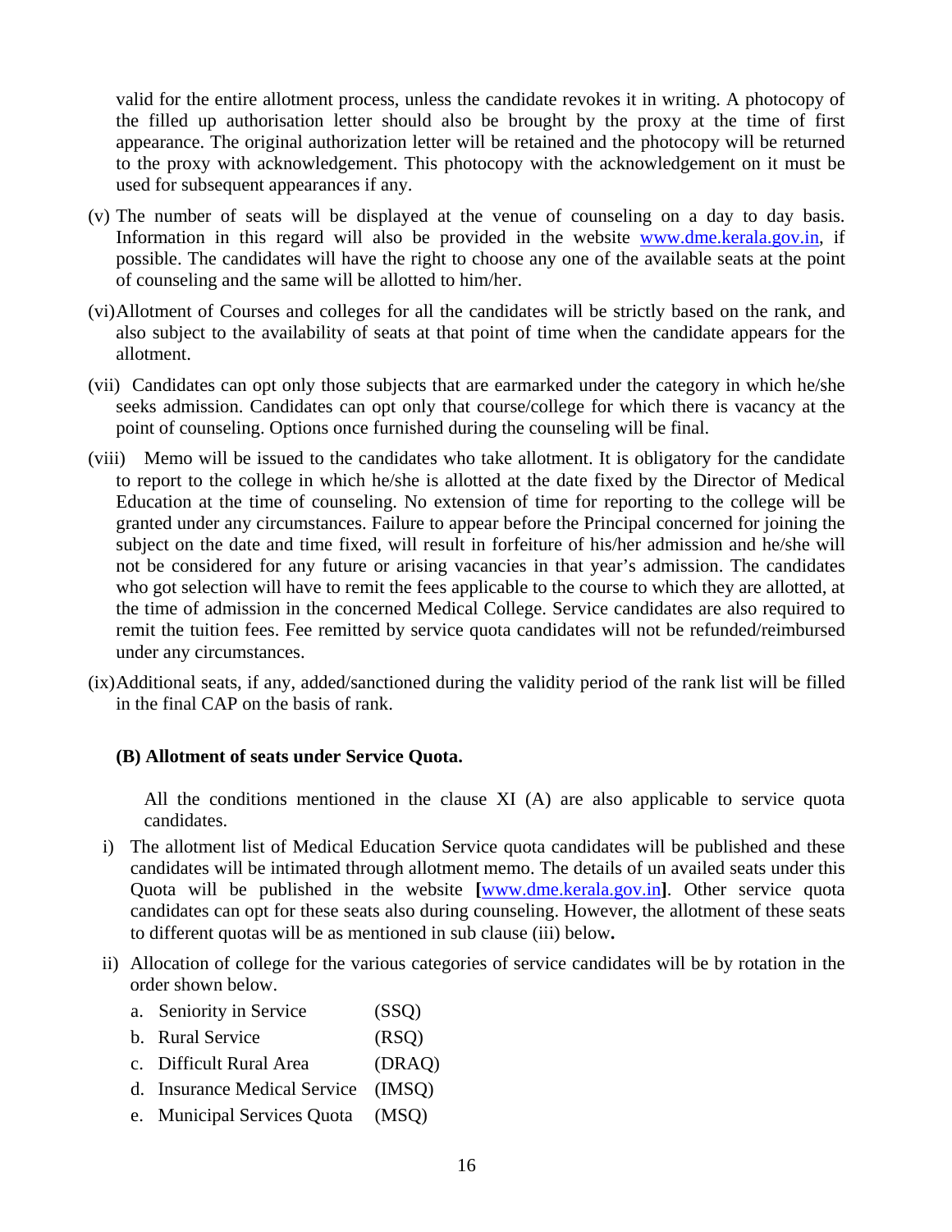valid for the entire allotment process, unless the candidate revokes it in writing. A photocopy of the filled up authorisation letter should also be brought by the proxy at the time of first appearance. The original authorization letter will be retained and the photocopy will be returned to the proxy with acknowledgement. This photocopy with the acknowledgement on it must be used for subsequent appearances if any.

(v) The number of seats will be displayed at the venue of counseling on a day to day basis. Information in this regard will also be provided in the website www.dme.kerala.gov.in, if possible. The candidates will have the right to choose any one of the available seats at the point of counseling and the same will be allotted to him/her.

(vi) Allotment of Courses and colleges for all the candidates will be strictly based on the rank, and also subject to the availability of seats at that point of time when the candidate appears for the allotment.

(vii) Candidates can opt only those subjects that are earmarked under the category in which he/she seeks admission. Candidates can opt only that course/college for which there is vacancy at the point of counseling. Options once furnished during the counseling will be final.

(viii) Memo will be issued to the candidates who take allotment. It is obligatory for the candidate to report to the college in which he/she is allotted at the date fixed by the Director of Medical Education at the time of counseling. No extension of time for reporting to the college will be granted under any circumstances. Failure to appear before the Principal concerned for joining the subject on the date and time fixed, will result in forfeiture of his/her admission and he/she will not be considered for any future or arising vacancies in that year's admission. The candidates who got selection will have to remit the fees applicable to the course to which they are allotted, at the time of admission in the concerned Medical College. Service candidates are also required to remit the tuition fees. Fee remitted by service quota candidates will not be refunded/reimbursed under any circumstances.

(ix) Additional seats, if any, added/sanctioned during the validity period of the rank list will be filled in the final CAP on the basis of rank.

**(B) Allotment of seats under Service Quota.**

All the conditions mentioned in the clause XI (A) are also applicable to service quota candidates.

i) The allotment list of Medical Education Service quota candidates will be published and these candidates will be intimated through allotment memo. The details of un availed seats under this Quota will be published in the website **[**www.dme.kerala.gov.in**]**. Other service quota candidates can opt for these seats also during counseling. However, the allotment of these seats to different quotas will be as mentioned in sub clause (iii) below**.**

ii) Allocation of college for the various categories of service candidates will be by rotation in the order shown below.

a. Seniority in Service (SSQ)
b. Rural Service (RSQ)
c. Difficult Rural Area (DRAQ)
d. Insurance Medical Service (IMSQ)
e. Municipal Services Quota (MSQ)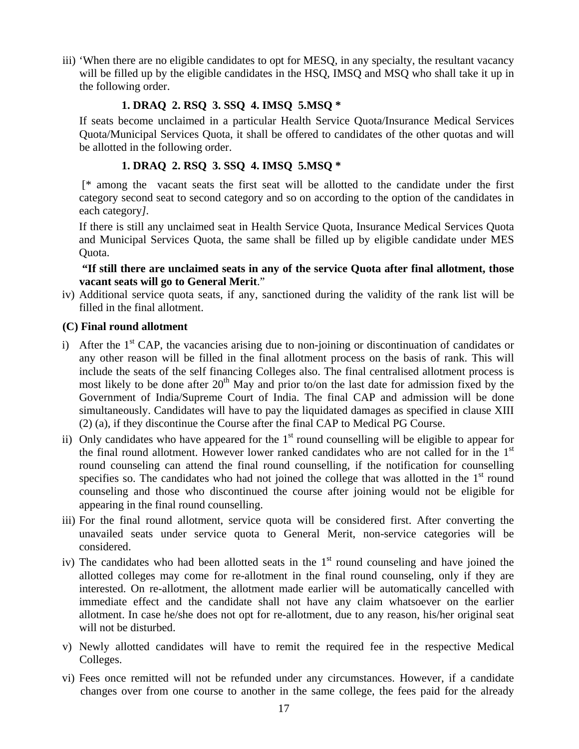iii) 'When there are no eligible candidates to opt for MESQ, in any specialty, the resultant vacancy will be filled up by the eligible candidates in the HSQ, IMSQ and MSQ who shall take it up in the following order.

**1. DRAQ 2. RSQ 3. SSQ 4. IMSQ 5.MSQ ***

If seats become unclaimed in a particular Health Service Quota/Insurance Medical Services Quota/Municipal Services Quota, it shall be offered to candidates of the other quotas and will be allotted in the following order.

**1. DRAQ 2. RSQ 3. SSQ 4. IMSQ 5.MSQ ***

[* among the vacant seats the first seat will be allotted to the candidate under the first category second seat to second category and so on according to the option of the candidates in each category*]*.

If there is still any unclaimed seat in Health Service Quota, Insurance Medical Services Quota and Municipal Services Quota, the same shall be filled up by eligible candidate under MES Quota.

**"If still there are unclaimed seats in any of the service Quota after final allotment, those vacant seats will go to General Merit**."

iv) Additional service quota seats, if any, sanctioned during the validity of the rank list will be filled in the final allotment.

**(C) Final round allotment**

i) After the 1st CAP, the vacancies arising due to non-joining or discontinuation of candidates or any other reason will be filled in the final allotment process on the basis of rank. This will include the seats of the self financing Colleges also. The final centralised allotment process is most likely to be done after 20th May and prior to/on the last date for admission fixed by the Government of India/Supreme Court of India. The final CAP and admission will be done simultaneously. Candidates will have to pay the liquidated damages as specified in clause XIII (2) (a), if they discontinue the Course after the final CAP to Medical PG Course.

ii) Only candidates who have appeared for the 1st round counselling will be eligible to appear for the final round allotment. However lower ranked candidates who are not called for in the 1st round counseling can attend the final round counselling, if the notification for counselling specifies so. The candidates who had not joined the college that was allotted in the 1st round counseling and those who discontinued the course after joining would not be eligible for appearing in the final round counselling.

iii) For the final round allotment, service quota will be considered first. After converting the unavailed seats under service quota to General Merit, non-service categories will be considered.

iv) The candidates who had been allotted seats in the 1st round counseling and have joined the allotted colleges may come for re-allotment in the final round counseling, only if they are interested. On re-allotment, the allotment made earlier will be automatically cancelled with immediate effect and the candidate shall not have any claim whatsoever on the earlier allotment. In case he/she does not opt for re-allotment, due to any reason, his/her original seat will not be disturbed.

v) Newly allotted candidates will have to remit the required fee in the respective Medical Colleges.

vi) Fees once remitted will not be refunded under any circumstances. However, if a candidate changes over from one course to another in the same college, the fees paid for the already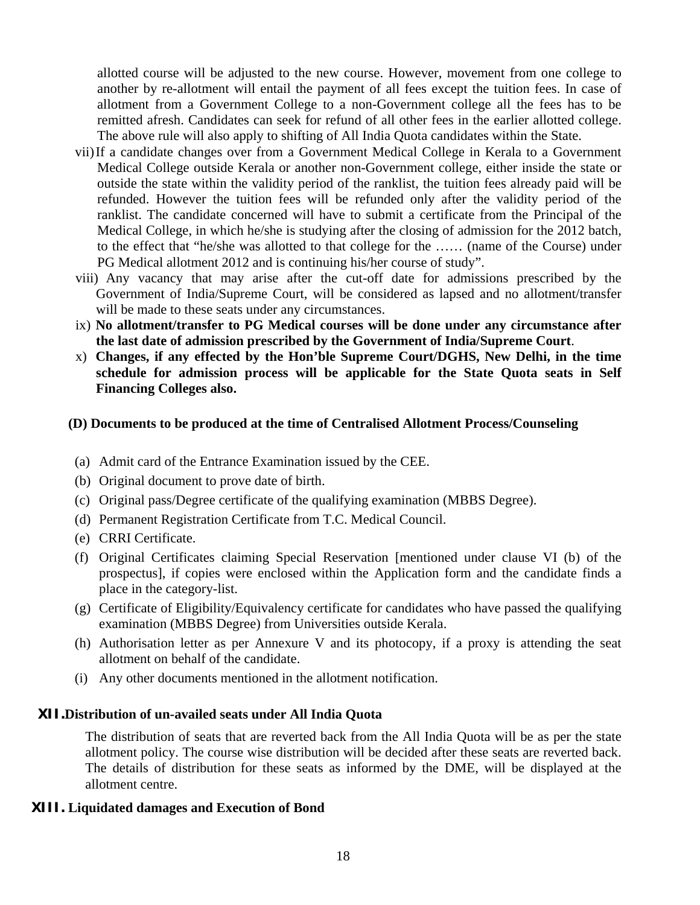allotted course will be adjusted to the new course. However, movement from one college to another by re-allotment will entail the payment of all fees except the tuition fees. In case of allotment from a Government College to a non-Government college all the fees has to be remitted afresh. Candidates can seek for refund of all other fees in the earlier allotted college. The above rule will also apply to shifting of All India Quota candidates within the State.

vii) If a candidate changes over from a Government Medical College in Kerala to a Government Medical College outside Kerala or another non-Government college, either inside the state or outside the state within the validity period of the ranklist, the tuition fees already paid will be refunded. However the tuition fees will be refunded only after the validity period of the ranklist. The candidate concerned will have to submit a certificate from the Principal of the Medical College, in which he/she is studying after the closing of admission for the 2012 batch, to the effect that "he/she was allotted to that college for the …… (name of the Course) under PG Medical allotment 2012 and is continuing his/her course of study".

viii) Any vacancy that may arise after the cut-off date for admissions prescribed by the Government of India/Supreme Court, will be considered as lapsed and no allotment/transfer will be made to these seats under any circumstances.

ix) **No allotment/transfer to PG Medical courses will be done under any circumstance after the last date of admission prescribed by the Government of India/Supreme Court**.

x) **Changes, if any effected by the Hon'ble Supreme Court/DGHS, New Delhi, in the time schedule for admission process will be applicable for the State Quota seats in Self Financing Colleges also.**

**(D) Documents to be produced at the time of Centralised Allotment Process/Counseling**

(a) Admit card of the Entrance Examination issued by the CEE.
(b) Original document to prove date of birth.
(c) Original pass/Degree certificate of the qualifying examination (MBBS Degree).
(d) Permanent Registration Certificate from T.C. Medical Council.
(e) CRRI Certificate.
(f) Original Certificates claiming Special Reservation [mentioned under clause VI (b) of the prospectus], if copies were enclosed within the Application form and the candidate finds a place in the category-list.
(g) Certificate of Eligibility/Equivalency certificate for candidates who have passed the qualifying examination (MBBS Degree) from Universities outside Kerala.
(h) Authorisation letter as per Annexure V and its photocopy, if a proxy is attending the seat allotment on behalf of the candidate.
(i) Any other documents mentioned in the allotment notification.

## XII. Distribution of un-availed seats under All India Quota

The distribution of seats that are reverted back from the All India Quota will be as per the state allotment policy. The course wise distribution will be decided after these seats are reverted back. The details of distribution for these seats as informed by the DME, will be displayed at the allotment centre.

## XIII. Liquidated damages and Execution of Bond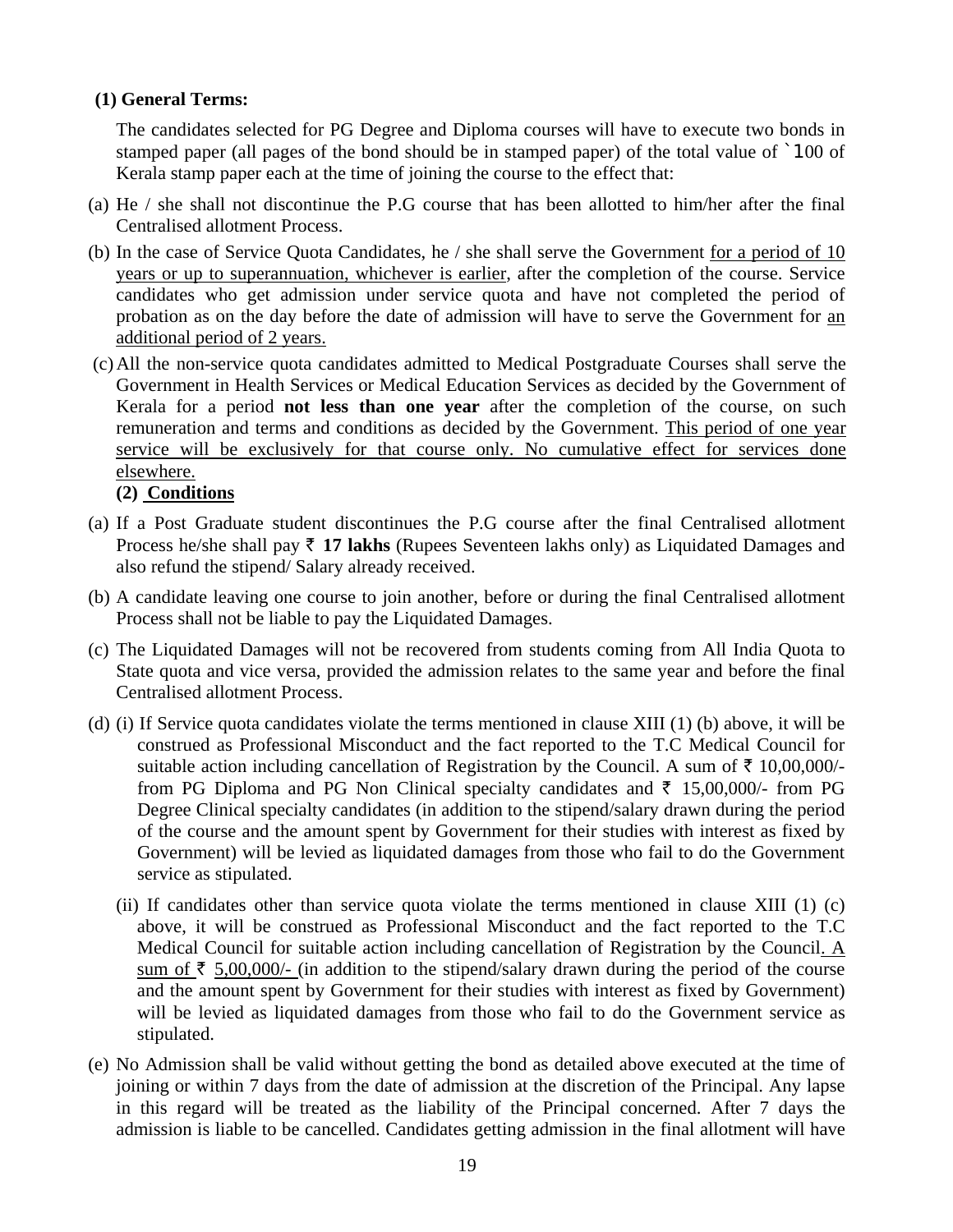**(1) General Terms:**

The candidates selected for PG Degree and Diploma courses will have to execute two bonds in stamped paper (all pages of the bond should be in stamped paper) of the total value of `100 of Kerala stamp paper each at the time of joining the course to the effect that:

(a) He / she shall not discontinue the P.G course that has been allotted to him/her after the final Centralised allotment Process.

(b) In the case of Service Quota Candidates, he / she shall serve the Government for a period of 10 years or up to superannuation, whichever is earlier, after the completion of the course. Service candidates who get admission under service quota and have not completed the period of probation as on the day before the date of admission will have to serve the Government for an additional period of 2 years.

(c) All the non-service quota candidates admitted to Medical Postgraduate Courses shall serve the Government in Health Services or Medical Education Services as decided by the Government of Kerala for a period **not less than one year** after the completion of the course, on such remuneration and terms and conditions as decided by the Government. This period of one year service will be exclusively for that course only. No cumulative effect for services done elsewhere.

**(2) Conditions**

(a) If a Post Graduate student discontinues the P.G course after the final Centralised allotment Process he/she shall pay ₹ **17 lakhs** (Rupees Seventeen lakhs only) as Liquidated Damages and also refund the stipend/ Salary already received.

(b) A candidate leaving one course to join another, before or during the final Centralised allotment Process shall not be liable to pay the Liquidated Damages.

(c) The Liquidated Damages will not be recovered from students coming from All India Quota to State quota and vice versa, provided the admission relates to the same year and before the final Centralised allotment Process.

(d) (i) If Service quota candidates violate the terms mentioned in clause XIII (1) (b) above, it will be construed as Professional Misconduct and the fact reported to the T.C Medical Council for suitable action including cancellation of Registration by the Council. A sum of ₹ 10,00,000/- from PG Diploma and PG Non Clinical specialty candidates and ₹ 15,00,000/- from PG Degree Clinical specialty candidates (in addition to the stipend/salary drawn during the period of the course and the amount spent by Government for their studies with interest as fixed by Government) will be levied as liquidated damages from those who fail to do the Government service as stipulated.

(ii) If candidates other than service quota violate the terms mentioned in clause XIII (1) (c) above, it will be construed as Professional Misconduct and the fact reported to the T.C Medical Council for suitable action including cancellation of Registration by the Council. A sum of ₹ 5,00,000/- (in addition to the stipend/salary drawn during the period of the course and the amount spent by Government for their studies with interest as fixed by Government) will be levied as liquidated damages from those who fail to do the Government service as stipulated.

(e) No Admission shall be valid without getting the bond as detailed above executed at the time of joining or within 7 days from the date of admission at the discretion of the Principal. Any lapse in this regard will be treated as the liability of the Principal concerned. After 7 days the admission is liable to be cancelled. Candidates getting admission in the final allotment will have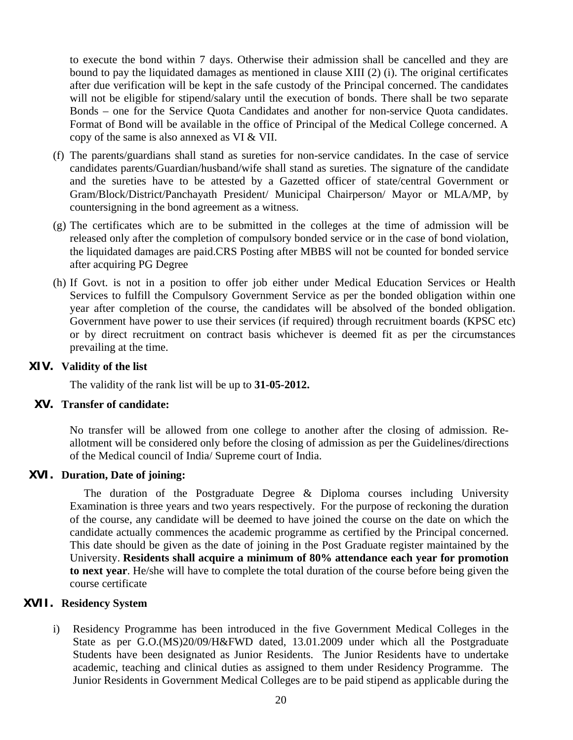to execute the bond within 7 days. Otherwise their admission shall be cancelled and they are bound to pay the liquidated damages as mentioned in clause XIII (2) (i). The original certificates after due verification will be kept in the safe custody of the Principal concerned. The candidates will not be eligible for stipend/salary until the execution of bonds. There shall be two separate Bonds – one for the Service Quota Candidates and another for non-service Quota candidates. Format of Bond will be available in the office of Principal of the Medical College concerned. A copy of the same is also annexed as VI & VII.

(f) The parents/guardians shall stand as sureties for non-service candidates. In the case of service candidates parents/Guardian/husband/wife shall stand as sureties. The signature of the candidate and the sureties have to be attested by a Gazetted officer of state/central Government or Gram/Block/District/Panchayath President/ Municipal Chairperson/ Mayor or MLA/MP, by countersigning in the bond agreement as a witness.

(g) The certificates which are to be submitted in the colleges at the time of admission will be released only after the completion of compulsory bonded service or in the case of bond violation, the liquidated damages are paid.CRS Posting after MBBS will not be counted for bonded service after acquiring PG Degree

(h) If Govt. is not in a position to offer job either under Medical Education Services or Health Services to fulfill the Compulsory Government Service as per the bonded obligation within one year after completion of the course, the candidates will be absolved of the bonded obligation. Government have power to use their services (if required) through recruitment boards (KPSC etc) or by direct recruitment on contract basis whichever is deemed fit as per the circumstances prevailing at the time.

## XIV. Validity of the list

The validity of the rank list will be up to **31-05-2012.**

## XV. Transfer of candidate:

No transfer will be allowed from one college to another after the closing of admission. Re-allotment will be considered only before the closing of admission as per the Guidelines/directions of the Medical council of India/ Supreme court of India.

## XVI. Duration, Date of joining:

The duration of the Postgraduate Degree & Diploma courses including University Examination is three years and two years respectively. For the purpose of reckoning the duration of the course, any candidate will be deemed to have joined the course on the date on which the candidate actually commences the academic programme as certified by the Principal concerned. This date should be given as the date of joining in the Post Graduate register maintained by the University. **Residents shall acquire a minimum of 80% attendance each year for promotion to next year**. He/she will have to complete the total duration of the course before being given the course certificate

## XVII. Residency System

i) Residency Programme has been introduced in the five Government Medical Colleges in the State as per G.O.(MS)20/09/H&FWD dated, 13.01.2009 under which all the Postgraduate Students have been designated as Junior Residents. The Junior Residents have to undertake academic, teaching and clinical duties as assigned to them under Residency Programme. The Junior Residents in Government Medical Colleges are to be paid stipend as applicable during the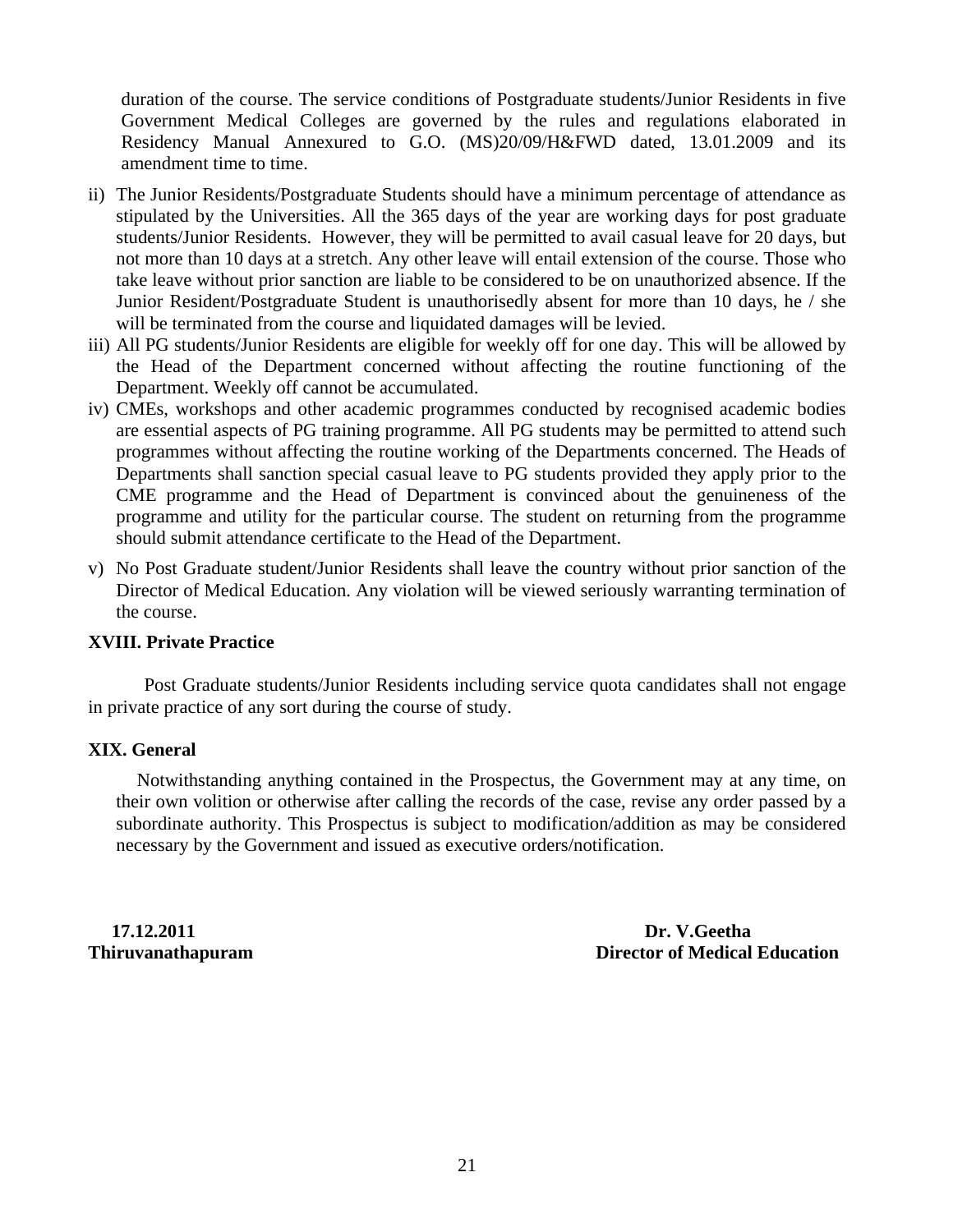duration of the course. The service conditions of Postgraduate students/Junior Residents in five Government Medical Colleges are governed by the rules and regulations elaborated in Residency Manual Annexured to G.O. (MS)20/09/H&FWD dated, 13.01.2009 and its amendment time to time.

ii) The Junior Residents/Postgraduate Students should have a minimum percentage of attendance as stipulated by the Universities. All the 365 days of the year are working days for post graduate students/Junior Residents. However, they will be permitted to avail casual leave for 20 days, but not more than 10 days at a stretch. Any other leave will entail extension of the course. Those who take leave without prior sanction are liable to be considered to be on unauthorized absence. If the Junior Resident/Postgraduate Student is unauthorisedly absent for more than 10 days, he / she will be terminated from the course and liquidated damages will be levied.

iii) All PG students/Junior Residents are eligible for weekly off for one day. This will be allowed by the Head of the Department concerned without affecting the routine functioning of the Department. Weekly off cannot be accumulated.

iv) CMEs, workshops and other academic programmes conducted by recognised academic bodies are essential aspects of PG training programme. All PG students may be permitted to attend such programmes without affecting the routine working of the Departments concerned. The Heads of Departments shall sanction special casual leave to PG students provided they apply prior to the CME programme and the Head of Department is convinced about the genuineness of the programme and utility for the particular course. The student on returning from the programme should submit attendance certificate to the Head of the Department.

v) No Post Graduate student/Junior Residents shall leave the country without prior sanction of the Director of Medical Education. Any violation will be viewed seriously warranting termination of the course.

## XVIII. Private Practice

Post Graduate students/Junior Residents including service quota candidates shall not engage in private practice of any sort during the course of study.

## XIX. General

Notwithstanding anything contained in the Prospectus, the Government may at any time, on their own volition or otherwise after calling the records of the case, revise any order passed by a subordinate authority. This Prospectus is subject to modification/addition as may be considered necessary by the Government and issued as executive orders/notification.

**17.12.2011**
**Thiruvanathapuram**

**Dr. V.Geetha**
**Director of Medical Education**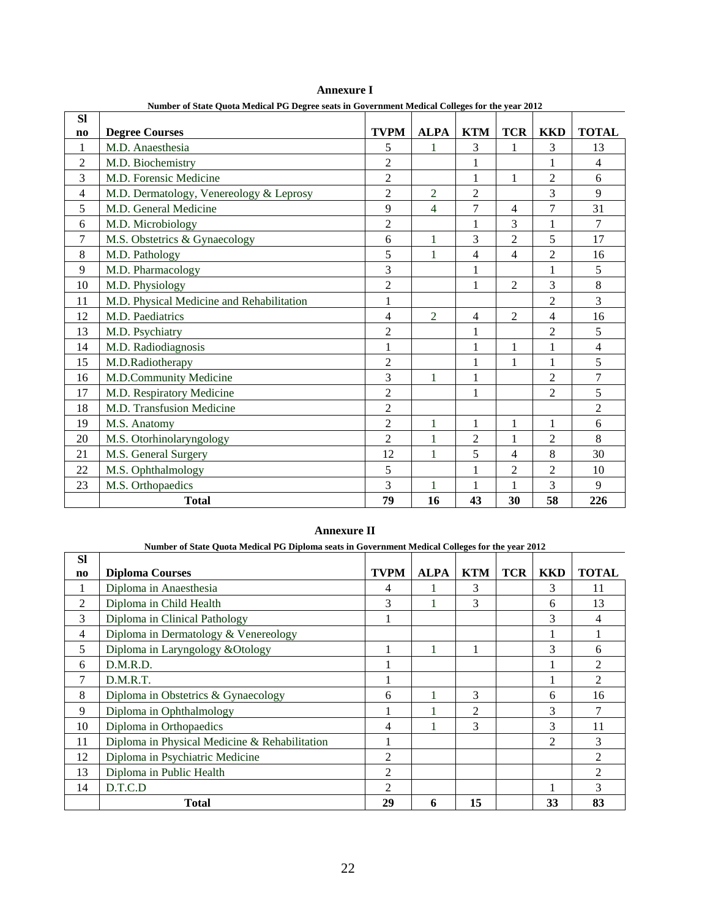## Annexure I

**Number of State Quota Medical PG Degree seats in Government Medical Colleges for the year 2012**

| Sl no | Degree Courses | TVPM | ALPA | KTM | TCR | KKD | TOTAL |
|---|---|---|---|---|---|---|---|
| 1 | M.D. Anaesthesia | 5 | 1 | 3 | 1 | 3 | 13 |
| 2 | M.D. Biochemistry | 2 | | 1 | | 1 | 4 |
| 3 | M.D. Forensic Medicine | 2 | | 1 | 1 | 2 | 6 |
| 4 | M.D. Dermatology, Venereology & Leprosy | 2 | 2 | 2 | | 3 | 9 |
| 5 | M.D. General Medicine | 9 | 4 | 7 | 4 | 7 | 31 |
| 6 | M.D. Microbiology | 2 | | 1 | 3 | 1 | 7 |
| 7 | M.S. Obstetrics & Gynaecology | 6 | 1 | 3 | 2 | 5 | 17 |
| 8 | M.D. Pathology | 5 | 1 | 4 | 4 | 2 | 16 |
| 9 | M.D. Pharmacology | 3 | | 1 | | 1 | 5 |
| 10 | M.D. Physiology | 2 | | 1 | 2 | 3 | 8 |
| 11 | M.D. Physical Medicine and Rehabilitation | 1 | | | | 2 | 3 |
| 12 | M.D. Paediatrics | 4 | 2 | 4 | 2 | 4 | 16 |
| 13 | M.D. Psychiatry | 2 | | 1 | | 2 | 5 |
| 14 | M.D. Radiodiagnosis | 1 | | 1 | 1 | 1 | 4 |
| 15 | M.D.Radiotherapy | 2 | | 1 | 1 | 1 | 5 |
| 16 | M.D.Community Medicine | 3 | 1 | 1 | | 2 | 7 |
| 17 | M.D. Respiratory Medicine | 2 | | 1 | | 2 | 5 |
| 18 | M.D. Transfusion Medicine | 2 | | | | | 2 |
| 19 | M.S. Anatomy | 2 | 1 | 1 | 1 | 1 | 6 |
| 20 | M.S. Otorhinolaryngology | 2 | 1 | 2 | 1 | 2 | 8 |
| 21 | M.S. General Surgery | 12 | 1 | 5 | 4 | 8 | 30 |
| 22 | M.S. Ophthalmology | 5 | | 1 | 2 | 2 | 10 |
| 23 | M.S. Orthopaedics | 3 | 1 | 1 | 1 | 3 | 9 |
| | **Total** | **79** | **16** | **43** | **30** | **58** | **226** |

## Annexure II

**Number of State Quota Medical PG Diploma seats in Government Medical Colleges for the year 2012**

| Sl no | Diploma Courses | TVPM | ALPA | KTM | TCR | KKD | TOTAL |
|---|---|---|---|---|---|---|---|
| 1 | Diploma in Anaesthesia | 4 | 1 | 3 | | 3 | 11 |
| 2 | Diploma in Child Health | 3 | 1 | 3 | | 6 | 13 |
| 3 | Diploma in Clinical Pathology | 1 | | | | 3 | 4 |
| 4 | Diploma in Dermatology & Venereology | | | | | 1 | 1 |
| 5 | Diploma in Laryngology &Otology | 1 | 1 | 1 | | 3 | 6 |
| 6 | D.M.R.D. | 1 | | | | 1 | 2 |
| 7 | D.M.R.T. | 1 | | | | 1 | 2 |
| 8 | Diploma in Obstetrics & Gynaecology | 6 | 1 | 3 | | 6 | 16 |
| 9 | Diploma in Ophthalmology | 1 | 1 | 2 | | 3 | 7 |
| 10 | Diploma in Orthopaedics | 4 | 1 | 3 | | 3 | 11 |
| 11 | Diploma in Physical Medicine & Rehabilitation | 1 | | | | 2 | 3 |
| 12 | Diploma in Psychiatric Medicine | 2 | | | | | 2 |
| 13 | Diploma in Public Health | 2 | | | | | 2 |
| 14 | D.T.C.D | 2 | | | | 1 | 3 |
| | **Total** | **29** | **6** | **15** | | **33** | **83** |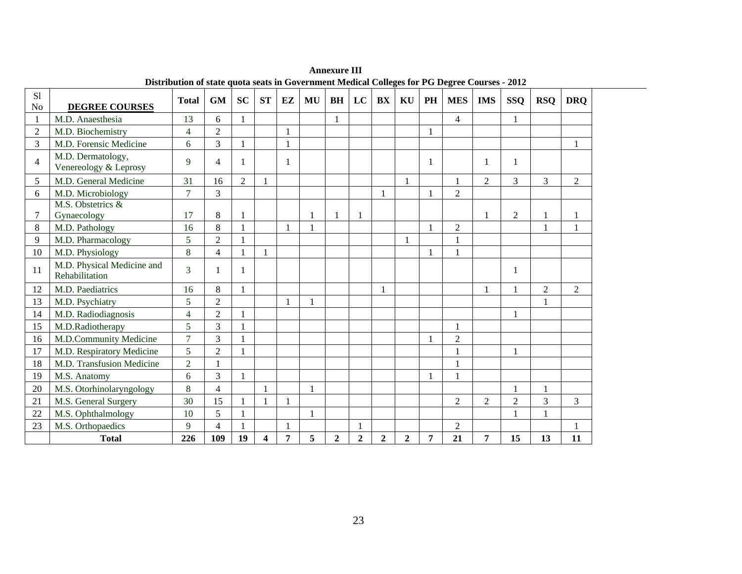**Annexure III**

**Distribution of state quota seats in Government Medical Colleges for PG Degree Courses - 2012**

| Sl No | DEGREE COURSES | Total | GM | SC | ST | EZ | MU | BH | LC | BX | KU | PH | MES | IMS | SSQ | RSQ | DRQ |
|---|---|---|---|---|---|---|---|---|---|---|---|---|---|---|---|---|---|
| 1 | M.D. Anaesthesia | 13 | 6 | 1 | | | | 1 | | | | | 4 | | 1 | | |
| 2 | M.D. Biochemistry | 4 | 2 | | | 1 | | | | | | 1 | | | | | |
| 3 | M.D. Forensic Medicine | 6 | 3 | 1 | | 1 | | | | | | | | | | | 1 |
| 4 | M.D. Dermatology, Venereology & Leprosy | 9 | 4 | 1 | | 1 | | | | | | 1 | | 1 | 1 | | |
| 5 | M.D. General Medicine | 31 | 16 | 2 | 1 | | | | | | 1 | | 1 | 2 | 3 | 3 | 2 |
| 6 | M.D. Microbiology | 7 | 3 | | | | | | | 1 | | 1 | 2 | | | | |
| 7 | M.S. Obstetrics & Gynaecology | 17 | 8 | 1 | | | 1 | 1 | 1 | | | | | 1 | 2 | 1 | 1 |
| 8 | M.D. Pathology | 16 | 8 | 1 | | 1 | 1 | | | | | 1 | 2 | | | 1 | 1 |
| 9 | M.D. Pharmacology | 5 | 2 | 1 | | | | | | | 1 | | 1 | | | | |
| 10 | M.D. Physiology | 8 | 4 | 1 | 1 | | | | | | | 1 | 1 | | | | |
| 11 | M.D. Physical Medicine and Rehabilitation | 3 | 1 | 1 | | | | | | | | | | | 1 | | |
| 12 | M.D. Paediatrics | 16 | 8 | 1 | | | | | | 1 | | | | 1 | 1 | 2 | 2 |
| 13 | M.D. Psychiatry | 5 | 2 | | | 1 | 1 | | | | | | | | | 1 | |
| 14 | M.D. Radiodiagnosis | 4 | 2 | 1 | | | | | | | | | | | 1 | | |
| 15 | M.D.Radiotherapy | 5 | 3 | 1 | | | | | | | | | 1 | | | | |
| 16 | M.D.Community Medicine | 7 | 3 | 1 | | | | | | | | 1 | 2 | | | | |
| 17 | M.D. Respiratory Medicine | 5 | 2 | 1 | | | | | | | | | 1 | | 1 | | |
| 18 | M.D. Transfusion Medicine | 2 | 1 | | | | | | | | | | 1 | | | | |
| 19 | M.S. Anatomy | 6 | 3 | 1 | | | | | | | | 1 | 1 | | | | |
| 20 | M.S. Otorhinolaryngology | 8 | 4 | | 1 | | 1 | | | | | | | | 1 | 1 | |
| 21 | M.S. General Surgery | 30 | 15 | 1 | 1 | 1 | | | | | | | 2 | 2 | 2 | 3 | 3 |
| 22 | M.S. Ophthalmology | 10 | 5 | 1 | | | 1 | | | | | | | | 1 | 1 | |
| 23 | M.S. Orthopaedics | 9 | 4 | 1 | | 1 | | | 1 | | | | 2 | | | | 1 |
| | **Total** | **226** | **109** | **19** | **4** | **7** | **5** | **2** | **2** | **2** | **2** | **7** | **21** | **7** | **15** | **13** | **11** |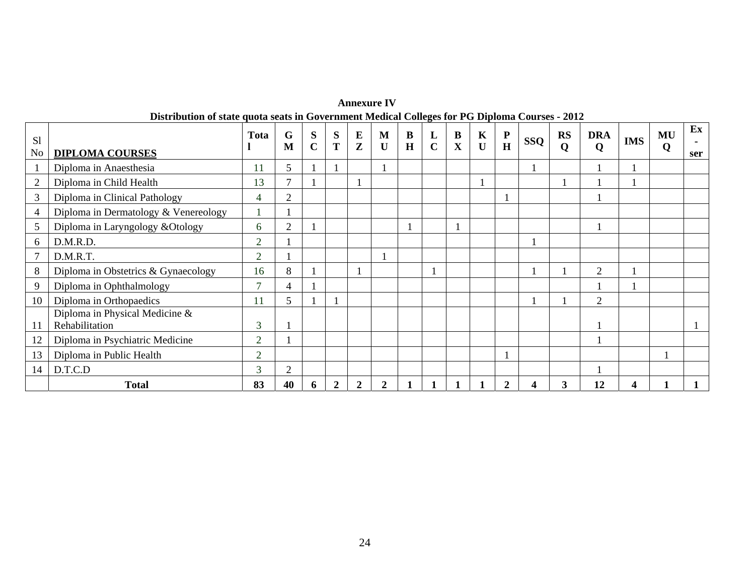**Annexure IV**

**Distribution of state quota seats in Government Medical Colleges for PG Diploma Courses - 2012**

| Sl No | **DIPLOMA COURSES** | **Total** | **GM** | **SC** | **ST** | **EZ** | **MU** | **BH** | **LC** | **BX** | **KU** | **PH** | **SSQ** | **RSQ** | **DRAQ** | **IMS** | **MUQ** | **Ex-ser** |
|---|---|---|---|---|---|---|---|---|---|---|---|---|---|---|---|---|---|---|
| 1 | Diploma in Anaesthesia | 11 | 5 | 1 | 1 | | 1 | | | | | | 1 | | 1 | 1 | | |
| 2 | Diploma in Child Health | 13 | 7 | 1 | | 1 | | | | | 1 | | | 1 | 1 | 1 | | |
| 3 | Diploma in Clinical Pathology | 4 | 2 | | | | | | | | | 1 | | | 1 | | | |
| 4 | Diploma in Dermatology & Venereology | 1 | 1 | | | | | | | | | | | | | | | |
| 5 | Diploma in Laryngology &Otology | 6 | 2 | 1 | | | | 1 | | 1 | | | | | 1 | | | |
| 6 | D.M.R.D. | 2 | 1 | | | | | | | | | | 1 | | | | | |
| 7 | D.M.R.T. | 2 | 1 | | | | 1 | | | | | | | | | | | |
| 8 | Diploma in Obstetrics & Gynaecology | 16 | 8 | 1 | | 1 | | | 1 | | | | 1 | 1 | 2 | 1 | | |
| 9 | Diploma in Ophthalmology | 7 | 4 | 1 | | | | | | | | | | | 1 | 1 | | |
| 10 | Diploma in Orthopaedics | 11 | 5 | 1 | 1 | | | | | | | | 1 | 1 | 2 | | | |
| 11 | Diploma in Physical Medicine & Rehabilitation | 3 | 1 | | | | | | | | | | | | 1 | | | 1 |
| 12 | Diploma in Psychiatric Medicine | 2 | 1 | | | | | | | | | | | | 1 | | | |
| 13 | Diploma in Public Health | 2 | | | | | | | | | | 1 | | | | | 1 | |
| 14 | D.T.C.D | 3 | 2 | | | | | | | | | | | | 1 | | | |
| | **Total** | **83** | **40** | **6** | **2** | **2** | **2** | **1** | **1** | **1** | **1** | **2** | **4** | **3** | **12** | **4** | **1** | **1** |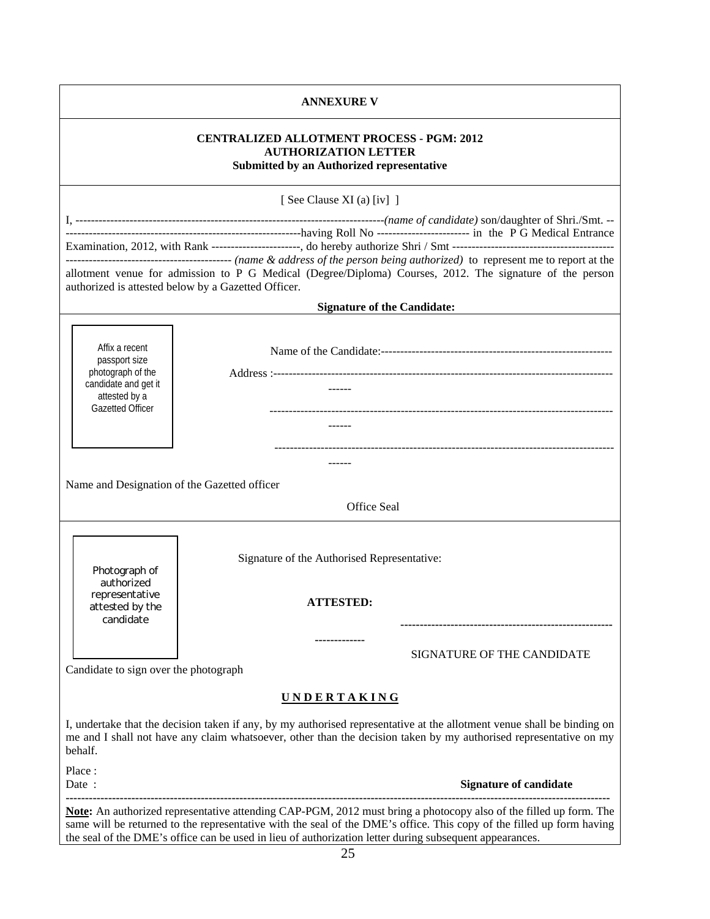**ANNEXURE V**

**CENTRALIZED ALLOTMENT PROCESS - PGM: 2012**
**AUTHORIZATION LETTER**
**Submitted by an Authorized representative**

[ See Clause XI (a) [iv] ]

I, ---------------------------------------------------------------------------------*(name of candidate)* son/daughter of Shri./Smt. -------------------------------------------------------------------having Roll No ----------------------- in the P G Medical Entrance Examination, 2012, with Rank -----------------------, do hereby authorize Shri / Smt ------------------------------------------------------------------------------------- *(name & address of the person being authorized)* to represent me to report at the allotment venue for admission to P G Medical (Degree/Diploma) Courses, 2012. The signature of the person authorized is attested below by a Gazetted Officer.

**Signature of the Candidate:**

Affix a recent passport size photograph of the candidate and get it attested by a Gazetted Officer

Name of the Candidate:------------------------------------------------------------

Address :------------------------------------------------------------------------------------------

------------------------------------------------------------------------------------------

------------------------------------------------------------------------------------------

Name and Designation of the Gazetted officer

Office Seal

Photograph of authorized representative attested by the candidate

Signature of the Authorised Representative:

**ATTESTED:**

**-------------**

**------------------------------------------------------**

SIGNATURE OF THE CANDIDATE

Candidate to sign over the photograph

**U N D E R T A K I N G**

I, undertake that the decision taken if any, by my authorised representative at the allotment venue shall be binding on me and I shall not have any claim whatsoever, other than the decision taken by my authorised representative on my behalf.

Place :

Date :

**Signature of candidate**

---

**Note:** An authorized representative attending CAP-PGM, 2012 must bring a photocopy also of the filled up form. The same will be returned to the representative with the seal of the DME's office. This copy of the filled up form having the seal of the DME's office can be used in lieu of authorization letter during subsequent appearances.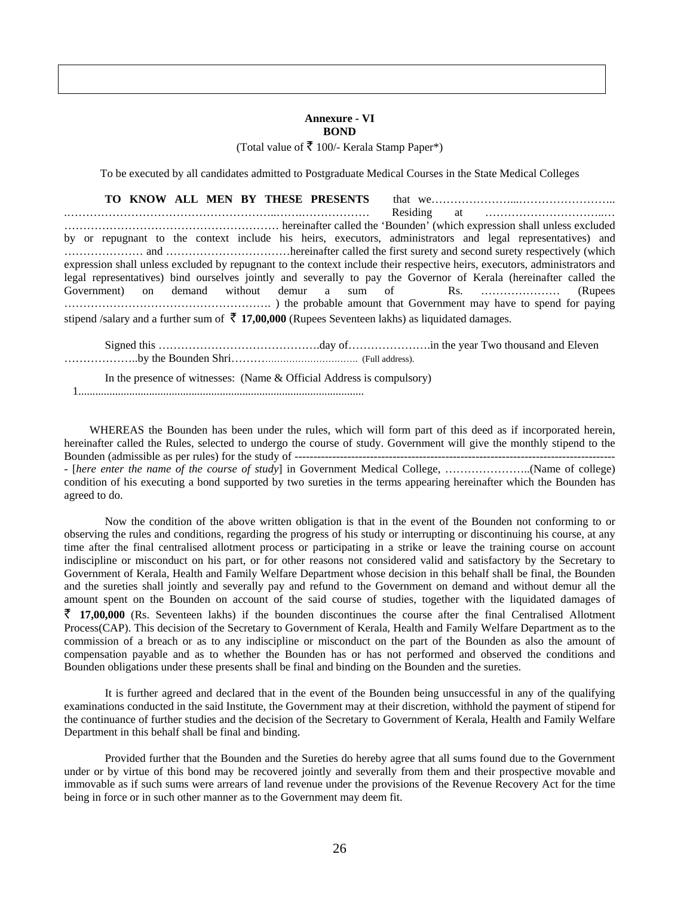**Annexure - VI**
**BOND**

(Total value of ₹ 100/- Kerala Stamp Paper*)

To be executed by all candidates admitted to Postgraduate Medical Courses in the State Medical Colleges

**TO KNOW ALL MEN BY THESE PRESENTS** that we…………………...…………………….. .………………………………………………..…….……………… Residing at …………………………..… ………………………………………………… hereinafter called the 'Bounden' (which expression shall unless excluded by or repugnant to the context include his heirs, executors, administrators and legal representatives) and ………………… and ……………………………hereinafter called the first surety and second surety respectively (which expression shall unless excluded by repugnant to the context include their respective heirs, executors, administrators and legal representatives) bind ourselves jointly and severally to pay the Governor of Kerala (hereinafter called the Government) on demand without demur a sum of Rs. ………………… (Rupees ………………………………………………. ) the probable amount that Government may have to spend for paying stipend /salary and a further sum of ₹ **17,00,000** (Rupees Seventeen lakhs) as liquidated damages.

Signed this …………………………………….day of………………….in the year Two thousand and Eleven ………………..by the Bounden Shri………............................... (Full address).

In the presence of witnesses: (Name & Official Address is compulsory)

1.....................................................................................................

WHEREAS the Bounden has been under the rules, which will form part of this deed as if incorporated herein, hereinafter called the Rules, selected to undergo the course of study. Government will give the monthly stipend to the Bounden (admissible as per rules) for the study of ---------------------------------------------------------------------------------------- - [*here enter the name of the course of study*] in Government Medical College, …………………..(Name of college) condition of his executing a bond supported by two sureties in the terms appearing hereinafter which the Bounden has agreed to do.

Now the condition of the above written obligation is that in the event of the Bounden not conforming to or observing the rules and conditions, regarding the progress of his study or interrupting or discontinuing his course, at any time after the final centralised allotment process or participating in a strike or leave the training course on account indiscipline or misconduct on his part, or for other reasons not considered valid and satisfactory by the Secretary to Government of Kerala, Health and Family Welfare Department whose decision in this behalf shall be final, the Bounden and the sureties shall jointly and severally pay and refund to the Government on demand and without demur all the amount spent on the Bounden on account of the said course of studies, together with the liquidated damages of ₹ **17,00,000** (Rs. Seventeen lakhs) if the bounden discontinues the course after the final Centralised Allotment Process(CAP). This decision of the Secretary to Government of Kerala, Health and Family Welfare Department as to the commission of a breach or as to any indiscipline or misconduct on the part of the Bounden as also the amount of compensation payable and as to whether the Bounden has or has not performed and observed the conditions and Bounden obligations under these presents shall be final and binding on the Bounden and the sureties.

It is further agreed and declared that in the event of the Bounden being unsuccessful in any of the qualifying examinations conducted in the said Institute, the Government may at their discretion, withhold the payment of stipend for the continuance of further studies and the decision of the Secretary to Government of Kerala, Health and Family Welfare Department in this behalf shall be final and binding.

Provided further that the Bounden and the Sureties do hereby agree that all sums found due to the Government under or by virtue of this bond may be recovered jointly and severally from them and their prospective movable and immovable as if such sums were arrears of land revenue under the provisions of the Revenue Recovery Act for the time being in force or in such other manner as to the Government may deem fit.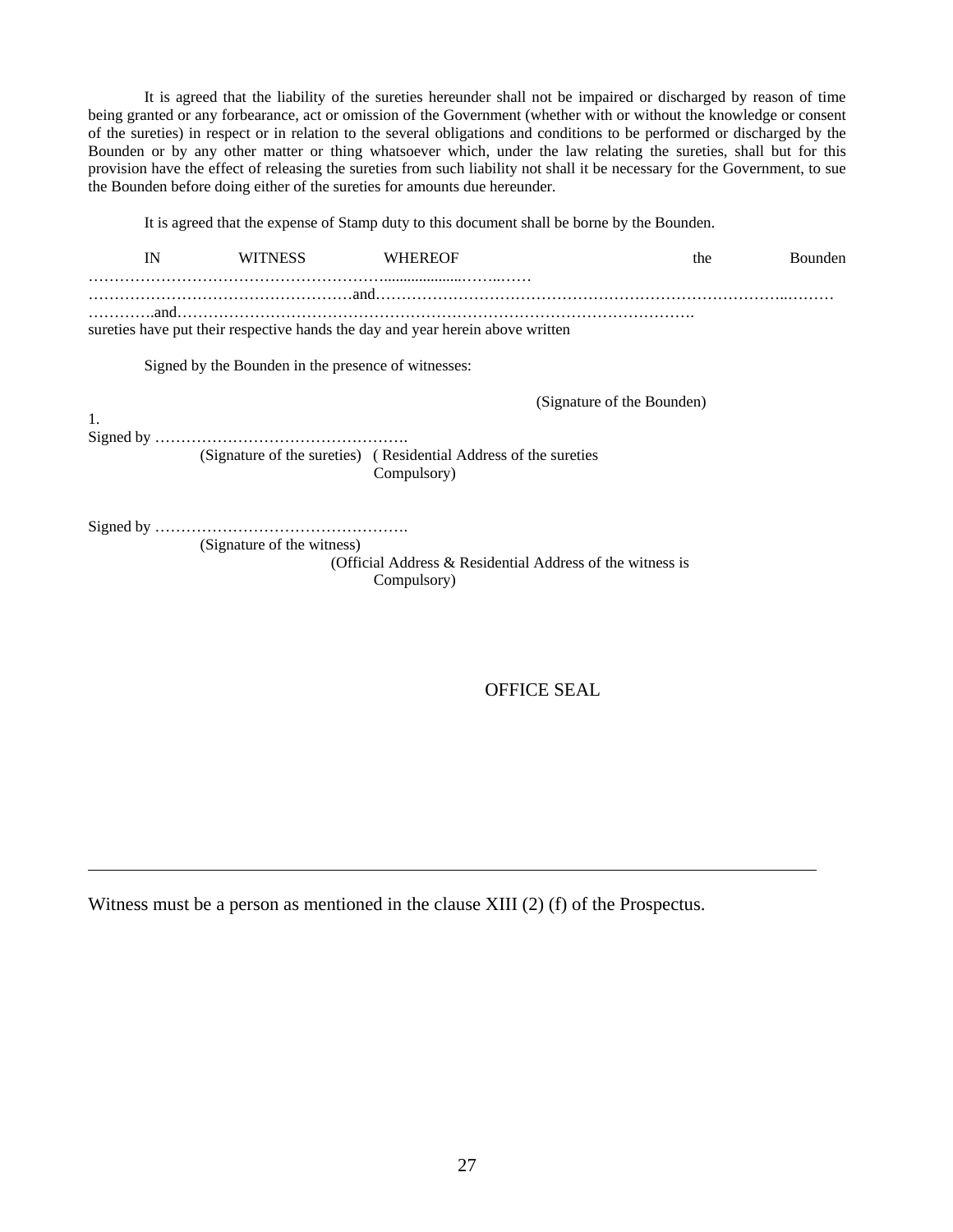It is agreed that the liability of the sureties hereunder shall not be impaired or discharged by reason of time being granted or any forbearance, act or omission of the Government (whether with or without the knowledge or consent of the sureties) in respect or in relation to the several obligations and conditions to be performed or discharged by the Bounden or by any other matter or thing whatsoever which, under the law relating the sureties, shall but for this provision have the effect of releasing the sureties from such liability not shall it be necessary for the Government, to sue the Bounden before doing either of the sureties for amounts due hereunder.

It is agreed that the expense of Stamp duty to this document shall be borne by the Bounden.

IN WITNESS WHEREOF the Bounden ……………………………………………………....................……..……
……………………………………………and…………………………………………………………………………..………
………….and……………………………………………………………………………………….
sureties have put their respective hands the day and year herein above written

Signed by the Bounden in the presence of witnesses:

(Signature of the Bounden)

1.
Signed by ………………………………………….
(Signature of the sureties) ( Residential Address of the sureties Compulsory)

Signed by ………………………………………….
(Signature of the witness)
(Official Address & Residential Address of the witness is Compulsory)

OFFICE SEAL

---

Witness must be a person as mentioned in the clause XIII (2) (f) of the Prospectus.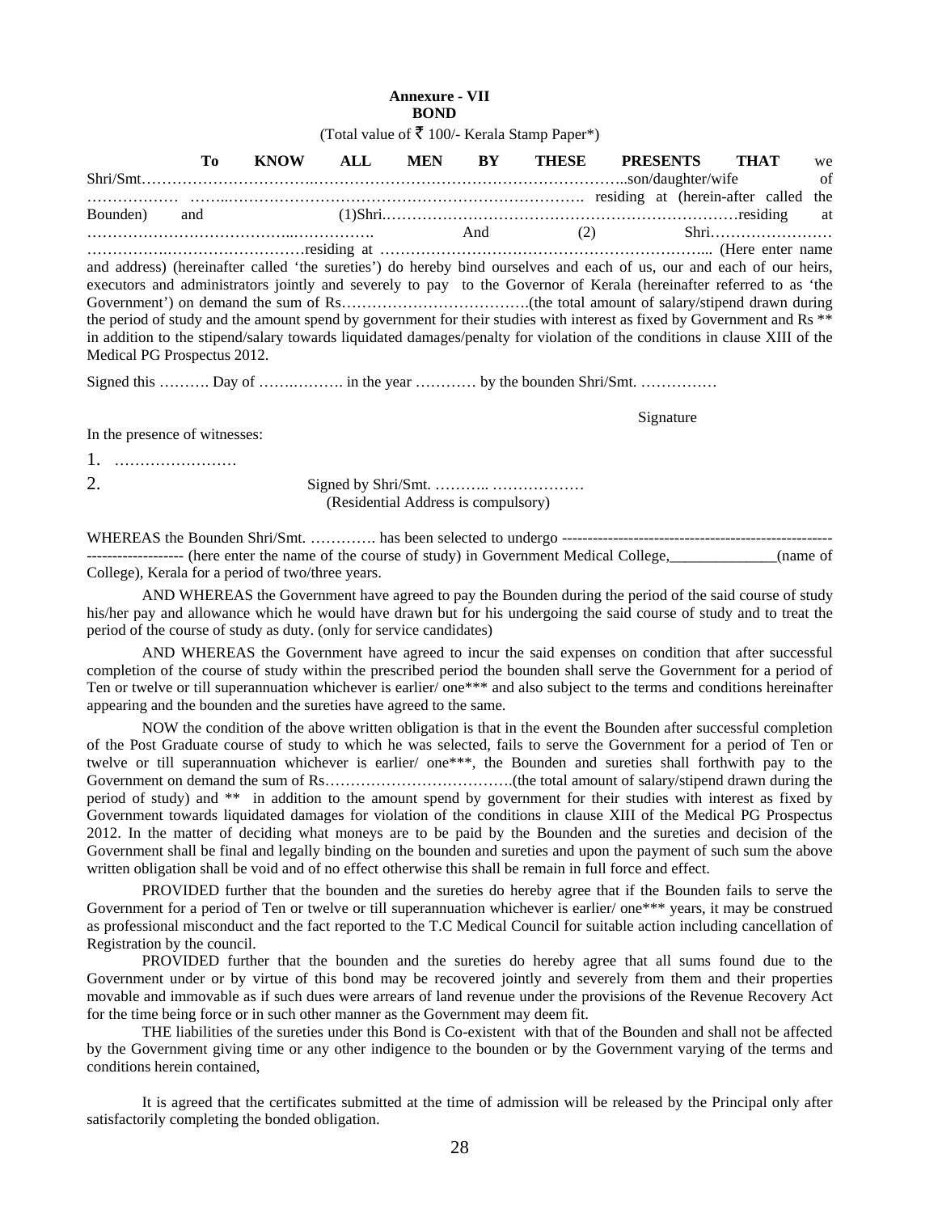**Annexure - VII**
**BOND**

(Total value of ₹ 100/- Kerala Stamp Paper*)

**To KNOW ALL MEN BY THESE PRESENTS THAT** we Shri/Smt……………………………..……………………………………………………..son/daughter/wife of ……………… ……..……………………………………………………………. residing at (herein-after called the Bounden) and (1)Shri.……………………………………………………………residing at …………………………………..……………. And (2) Shri…………………… …………….………………………residing at ………………………………………………………... (Here enter name and address) (hereinafter called 'the sureties') do hereby bind ourselves and each of us, our and each of our heirs, executors and administrators jointly and severely to pay to the Governor of Kerala (hereinafter referred to as 'the Government') on demand the sum of Rs……………………………….(the total amount of salary/stipend drawn during the period of study and the amount spend by government for their studies with interest as fixed by Government and Rs ** in addition to the stipend/salary towards liquidated damages/penalty for violation of the conditions in clause XIII of the Medical PG Prospectus 2012.

Signed this ………. Day of …….………. in the year ………… by the bounden Shri/Smt. ……………

Signature

In the presence of witnesses:

1. ……………………

2. Signed by Shri/Smt. ……….. ………………
(Residential Address is compulsory)

WHEREAS the Bounden Shri/Smt. …………. has been selected to undergo ----------------------------------------------------------------------- (here enter the name of the course of study) in Government Medical College,______________(name of College), Kerala for a period of two/three years.

AND WHEREAS the Government have agreed to pay the Bounden during the period of the said course of study his/her pay and allowance which he would have drawn but for his undergoing the said course of study and to treat the period of the course of study as duty. (only for service candidates)

AND WHEREAS the Government have agreed to incur the said expenses on condition that after successful completion of the course of study within the prescribed period the bounden shall serve the Government for a period of Ten or twelve or till superannuation whichever is earlier/ one*** and also subject to the terms and conditions hereinafter appearing and the bounden and the sureties have agreed to the same.

NOW the condition of the above written obligation is that in the event the Bounden after successful completion of the Post Graduate course of study to which he was selected, fails to serve the Government for a period of Ten or twelve or till superannuation whichever is earlier/ one***, the Bounden and sureties shall forthwith pay to the Government on demand the sum of Rs……………………………….(the total amount of salary/stipend drawn during the period of study) and ** in addition to the amount spend by government for their studies with interest as fixed by Government towards liquidated damages for violation of the conditions in clause XIII of the Medical PG Prospectus 2012. In the matter of deciding what moneys are to be paid by the Bounden and the sureties and decision of the Government shall be final and legally binding on the bounden and sureties and upon the payment of such sum the above written obligation shall be void and of no effect otherwise this shall be remain in full force and effect.

PROVIDED further that the bounden and the sureties do hereby agree that if the Bounden fails to serve the Government for a period of Ten or twelve or till superannuation whichever is earlier/ one*** years, it may be construed as professional misconduct and the fact reported to the T.C Medical Council for suitable action including cancellation of Registration by the council.

PROVIDED further that the bounden and the sureties do hereby agree that all sums found due to the Government under or by virtue of this bond may be recovered jointly and severely from them and their properties movable and immovable as if such dues were arrears of land revenue under the provisions of the Revenue Recovery Act for the time being force or in such other manner as the Government may deem fit.

THE liabilities of the sureties under this Bond is Co-existent with that of the Bounden and shall not be affected by the Government giving time or any other indigence to the bounden or by the Government varying of the terms and conditions herein contained,

It is agreed that the certificates submitted at the time of admission will be released by the Principal only after satisfactorily completing the bonded obligation.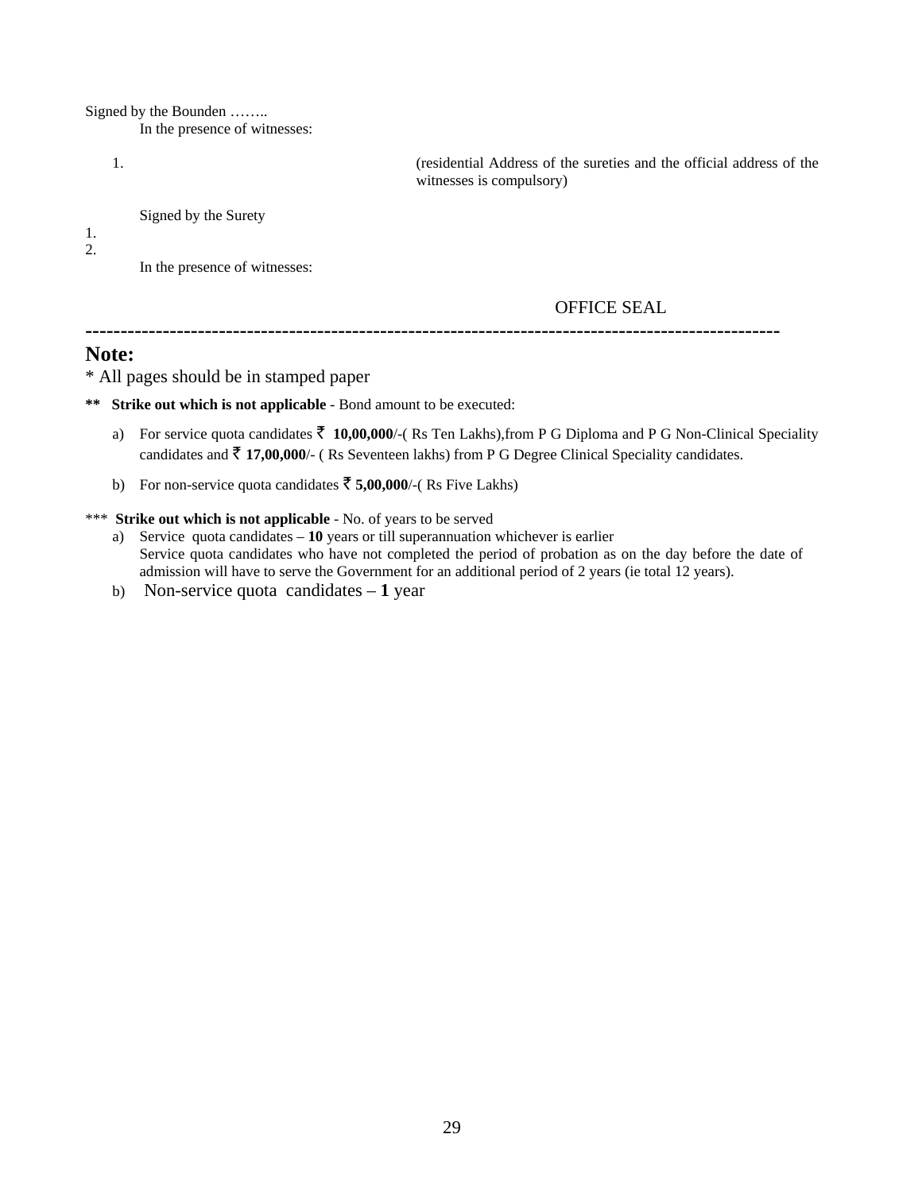Signed by the Bounden ……..

In the presence of witnesses:

1. (residential Address of the sureties and the official address of the witnesses is compulsory)

Signed by the Surety

1.
2.

In the presence of witnesses:

OFFICE SEAL

---

**Note:**

* All pages should be in stamped paper

**** Strike out which is not applicable** - Bond amount to be executed:

a) For service quota candidates ₹ **10,00,000**/-( Rs Ten Lakhs),from P G Diploma and P G Non-Clinical Speciality candidates and ₹ **17,00,000**/- ( Rs Seventeen lakhs) from P G Degree Clinical Speciality candidates.

b) For non-service quota candidates ₹ **5,00,000**/-( Rs Five Lakhs)

*** **Strike out which is not applicable** - No. of years to be served

a) Service quota candidates – **10** years or till superannuation whichever is earlier
Service quota candidates who have not completed the period of probation as on the day before the date of admission will have to serve the Government for an additional period of 2 years (ie total 12 years).

b) Non-service quota candidates – **1** year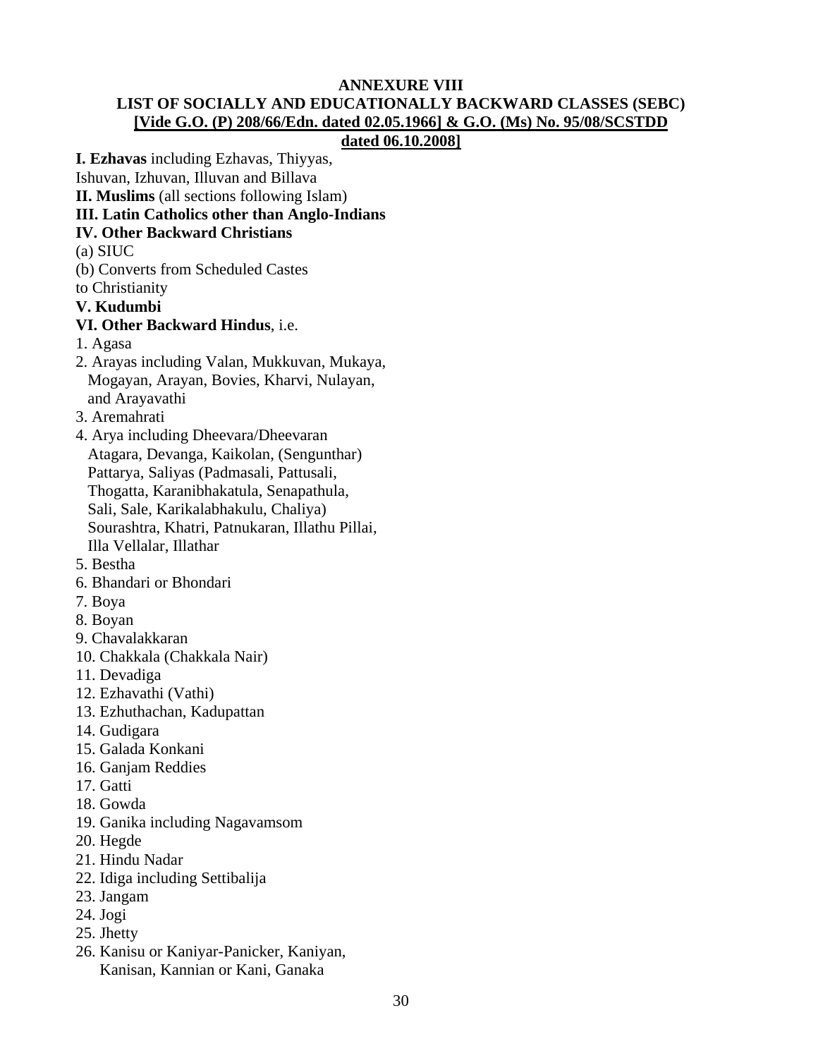# ANNEXURE VIII

## LIST OF SOCIALLY AND EDUCATIONALLY BACKWARD CLASSES (SEBC)

**[Vide G.O. (P) 208/66/Edn. dated 02.05.1966] & G.O. (Ms) No. 95/08/SCSTDD dated 06.10.2008]**

**I. Ezhavas** including Ezhavas, Thiyyas, Ishuvan, Izhuvan, Illuvan and Billava

**II. Muslims** (all sections following Islam)

**III. Latin Catholics other than Anglo-Indians**

**IV. Other Backward Christians**

(a) SIUC

(b) Converts from Scheduled Castes to Christianity

**V. Kudumbi**

**VI. Other Backward Hindus**, i.e.

1. Agasa
2. Arayas including Valan, Mukkuvan, Mukaya, Mogayan, Arayan, Bovies, Kharvi, Nulayan, and Arayavathi
3. Aremahrati
4. Arya including Dheevara/Dheevaran Atagara, Devanga, Kaikolan, (Sengunthar) Pattarya, Saliyas (Padmasali, Pattusali, Thogatta, Karanibhakatula, Senapathula, Sali, Sale, Karikalabhakulu, Chaliya) Sourashtra, Khatri, Patnukaran, Illathu Pillai, Illa Vellalar, Illathar
5. Bestha
6. Bhandari or Bhondari
7. Boya
8. Boyan
9. Chavalakkaran
10. Chakkala (Chakkala Nair)
11. Devadiga
12. Ezhavathi (Vathi)
13. Ezhuthachan, Kadupattan
14. Gudigara
15. Galada Konkani
16. Ganjam Reddies
17. Gatti
18. Gowda
19. Ganika including Nagavamsom
20. Hegde
21. Hindu Nadar
22. Idiga including Settibalija
23. Jangam
24. Jogi
25. Jhetty
26. Kanisu or Kaniyar-Panicker, Kaniyan, Kanisan, Kannian or Kani, Ganaka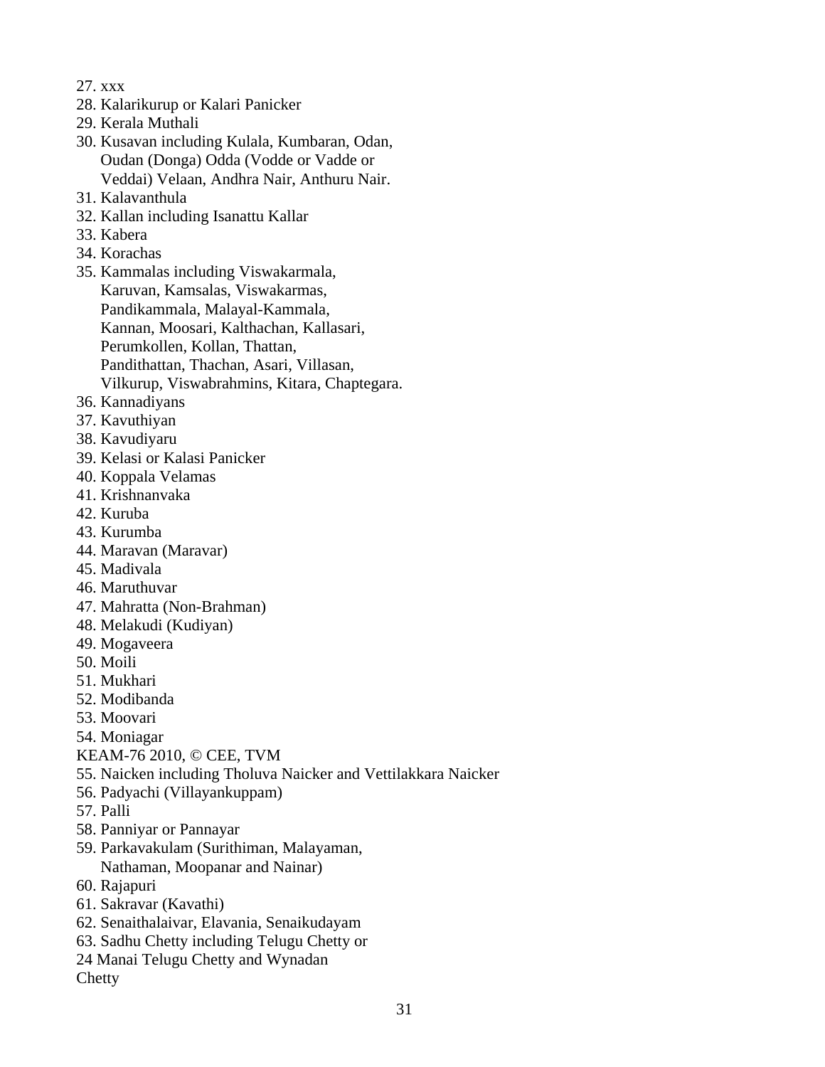27. xxx
28. Kalarikurup or Kalari Panicker
29. Kerala Muthali
30. Kusavan including Kulala, Kumbaran, Odan, Oudan (Donga) Odda (Vodde or Vadde or Veddai) Velaan, Andhra Nair, Anthuru Nair.
31. Kalavanthula
32. Kallan including Isanattu Kallar
33. Kabera
34. Korachas
35. Kammalas including Viswakarmala, Karuvan, Kamsalas, Viswakarmas, Pandikammala, Malayal-Kammala, Kannan, Moosari, Kalthachan, Kallasari, Perumkollen, Kollan, Thattan, Pandithattan, Thachan, Asari, Villasan, Vilkurup, Viswabrahmins, Kitara, Chaptegara.
36. Kannadiyans
37. Kavuthiyan
38. Kavudiyaru
39. Kelasi or Kalasi Panicker
40. Koppala Velamas
41. Krishnanvaka
42. Kuruba
43. Kurumba
44. Maravan (Maravar)
45. Madivala
46. Maruthuvar
47. Mahratta (Non-Brahman)
48. Melakudi (Kudiyan)
49. Mogaveera
50. Moili
51. Mukhari
52. Modibanda
53. Moovari
54. Moniagar
55. Naicken including Tholuva Naicker and Vettilakkara Naicker
56. Padyachi (Villayankuppam)
57. Palli
58. Panniyar or Pannayar
59. Parkavakulam (Surithiman, Malayaman, Nathaman, Moopanar and Nainar)
60. Rajapuri
61. Sakravar (Kavathi)
62. Senaithalaivar, Elavania, Senaikudayam
63. Sadhu Chetty including Telugu Chetty or

24 Manai Telugu Chetty and Wynadan Chetty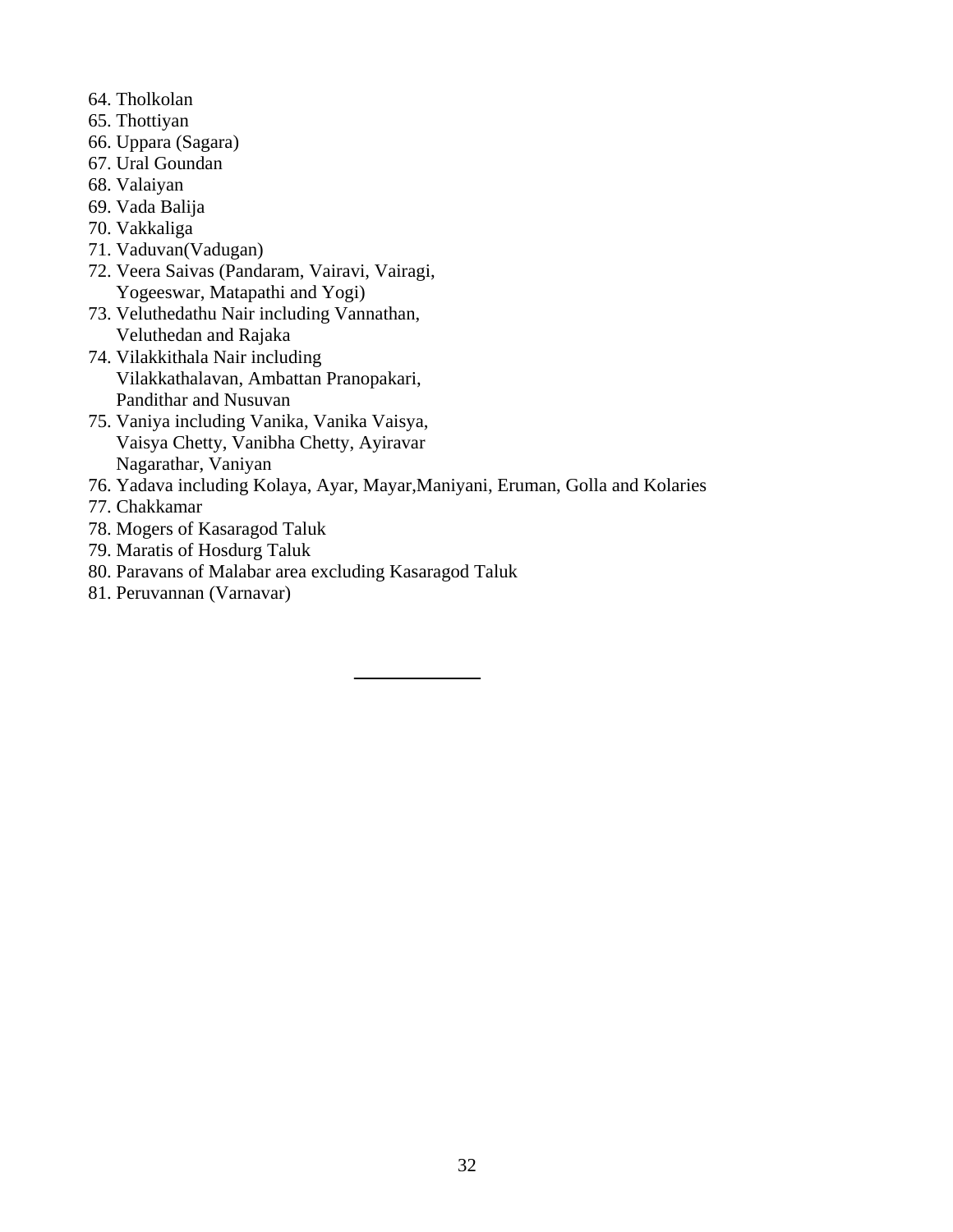64. Tholkolan
65. Thottiyan
66. Uppara (Sagara)
67. Ural Goundan
68. Valaiyan
69. Vada Balija
70. Vakkaliga
71. Vaduvan(Vadugan)
72. Veera Saivas (Pandaram, Vairavi, Vairagi, Yogeeswar, Matapathi and Yogi)
73. Veluthedathu Nair including Vannathan, Veluthedan and Rajaka
74. Vilakkithala Nair including Vilakkathalavan, Ambattan Pranopakari, Pandithar and Nusuvan
75. Vaniya including Vanika, Vanika Vaisya, Vaisya Chetty, Vanibha Chetty, Ayiravar Nagarathar, Vaniyan
76. Yadava including Kolaya, Ayar, Mayar,Maniyani, Eruman, Golla and Kolaries
77. Chakkamar
78. Mogers of Kasaragod Taluk
79. Maratis of Hosdurg Taluk
80. Paravans of Malabar area excluding Kasaragod Taluk
81. Peruvannan (Varnavar)

---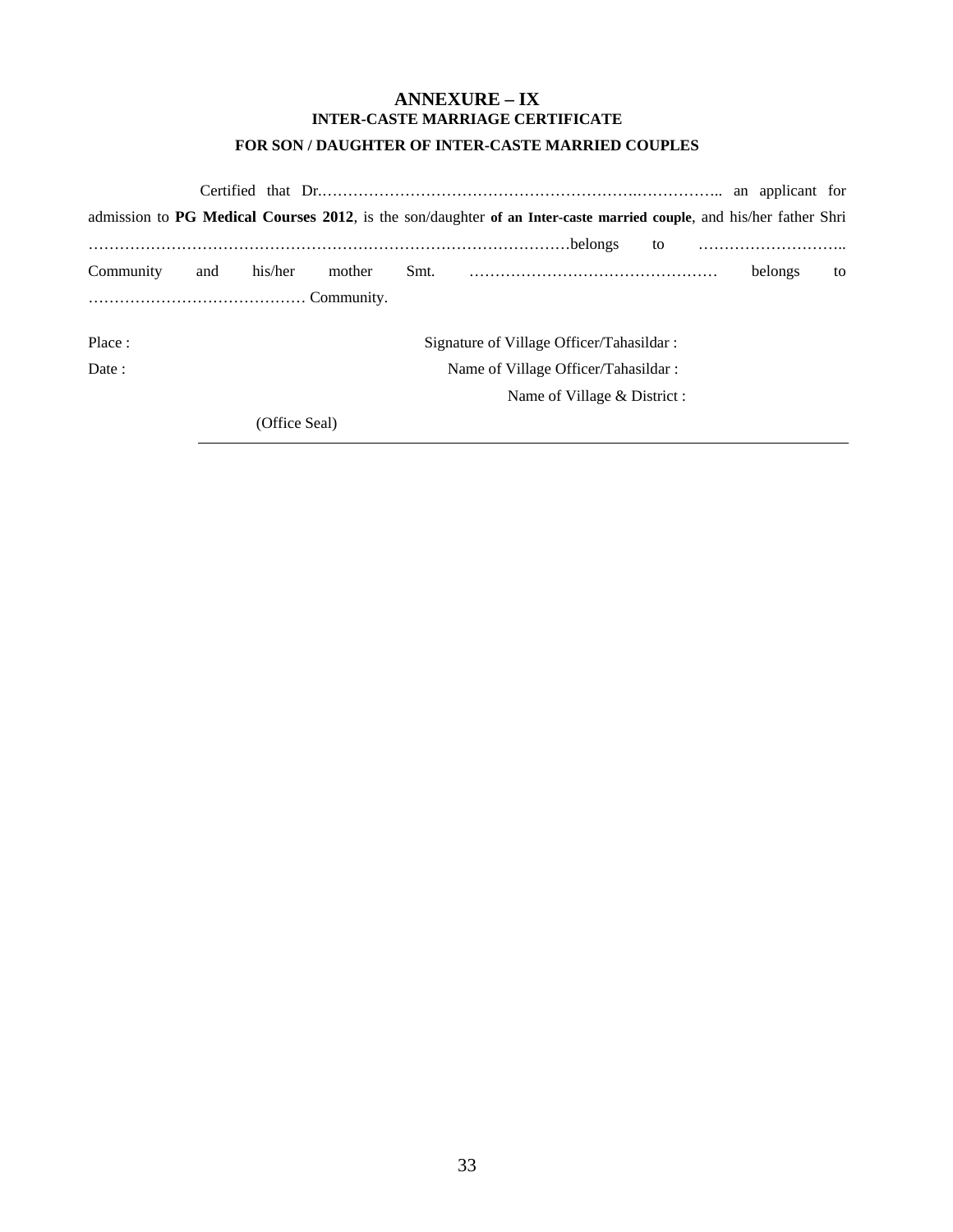# ANNEXURE – IX

## INTER-CASTE MARRIAGE CERTIFICATE

### FOR SON / DAUGHTER OF INTER-CASTE MARRIED COUPLES

Certified that Dr.……………………………………………………….…………….. an applicant for admission to **PG Medical Courses 2012**, is the son/daughter **of an Inter-caste married couple**, and his/her father Shri ………………………………………………………………………………belongs to ……………………….. Community and his/her mother Smt. ………………………………………… belongs to …………………………………… Community.

Place : Signature of Village Officer/Tahasildar :

Date : Name of Village Officer/Tahasildar :

Name of Village & District :

(Office Seal)

---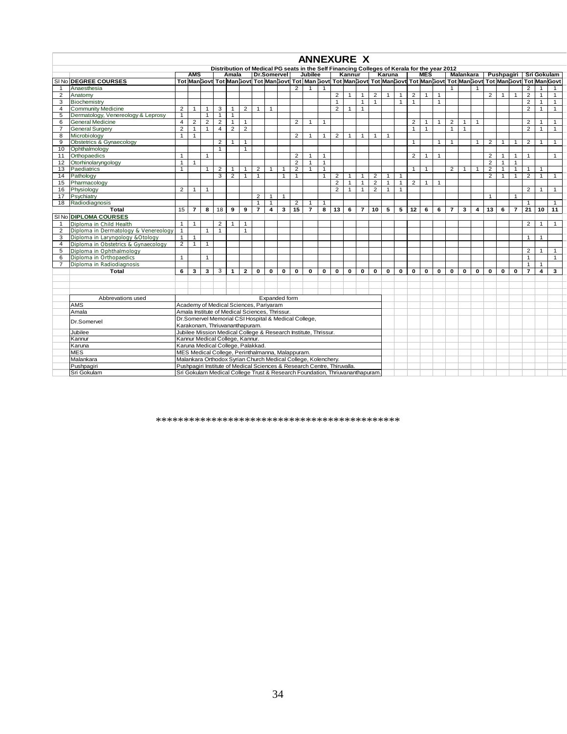# ANNEXURE X

**Distribution of Medical PG seats in the Self Financing Colleges of Kerala for the year 2012**

| | | AMS | | | Amala | | | Dr.Somervel | | | Jubilee | | | Kannur | | | Karuna | | | MES | | | Malankara | | | Pushpagiri | | | Sri Gokulam | | |
|---|---|---|---|---|---|---|---|---|---|---|---|---|---|---|---|---|---|---|---|---|---|---|---|---|---|---|---|---|---|---|---|
| Sl No | **DEGREE COURSES** | Tot | Man | Govt | Tot | Man | Govt | Tot | Man | Govt | Tot | Man | Govt | Tot | Man | Govt | Tot | Man | Govt | Tot | Man | Govt | Tot | Man | Govt | Tot | Man | Govt | Tot | Man | Govt |
| 1 | Anaesthesia | | | | | | | | | | 2 | 1 | 1 | | | | | | | | | | 1 | | 1 | | | | 2 | 1 | 1 |
| 2 | Anatomy | | | | | | | | | | | | | 2 | 1 | 1 | 2 | 1 | 1 | 2 | 1 | 1 | | | | 2 | 1 | 1 | 2 | 1 | 1 |
| 3 | Biochemistry | | | | | | | | | | | | | 1 | | 1 | 1 | | 1 | 1 | | 1 | | | | | | | 2 | 1 | 1 |
| 4 | Community Medicine | 2 | 1 | 1 | 3 | 1 | 2 | 1 | 1 | | | | | 2 | 1 | 1 | | | | | | | | | | | | | 2 | 1 | 1 |
| 5 | Dermatology, Venereology & Leprosy | 1 | | 1 | 1 | 1 | | | | | | | | | | | | | | | | | | | | | | | | | |
| 6 | General Medicine | 4 | 2 | 2 | 2 | 1 | 1 | | | | 2 | 1 | 1 | | | | | | | 2 | 1 | 1 | 2 | 1 | 1 | | | | 2 | 1 | 1 |
| 7 | General Surgery | 2 | 1 | 1 | 4 | 2 | 2 | | | | | | | | | | | | | 1 | 1 | | 1 | 1 | | | | | 2 | 1 | 1 |
| 8 | Microbiology | 1 | 1 | | | | | | | | 2 | 1 | 1 | 2 | 1 | 1 | 1 | 1 | | | | | | | | | | | | | |
| 9 | Obstetrics & Gynaecology | | | | 2 | 1 | 1 | | | | | | | | | | | | | 1 | | 1 | 1 | | 1 | 2 | 1 | 1 | 2 | 1 | 1 |
| 10 | Ophthalmology | | | | 1 | | 1 | | | | | | | | | | | | | | | | | | | | | | | | |
| 11 | Orthopaedics | 1 | | 1 | | | | | | | 2 | 1 | 1 | | | | | | | 2 | 1 | 1 | | | | 2 | 1 | 1 | 1 | | 1 |
| 12 | Otorhinolaryngology | 1 | 1 | | | | | | | | 2 | 1 | 1 | | | | | | | | | | | | | 2 | 1 | 1 | | | |
| 13 | Paediatrics | 1 | | 1 | 2 | 1 | 1 | 2 | 1 | 1 | 2 | 1 | 1 | | | | | | | 1 | 1 | | 2 | 1 | 1 | 2 | 1 | 1 | 1 | 1 | |
| 14 | Pathology | | | | 3 | 2 | 1 | 1 | | 1 | 1 | | 1 | 2 | 1 | 1 | 2 | 1 | 1 | | | | | | | 2 | 1 | 1 | 2 | 1 | 1 |
| 15 | Pharmacology | | | | | | | | | | | | | 2 | 1 | 1 | 2 | 1 | 1 | 2 | 1 | 1 | | | | | | | | | |
| 16 | Physiology | 2 | 1 | 1 | | | | | | | | | | 2 | 1 | 1 | 2 | 1 | 1 | | | | | | | | | | 2 | 1 | 1 |
| 17 | Psychiatry | | | | | | | 2 | 1 | 1 | | | | | | | | | | | | | | | | 1 | | 1 | | | |
| 18 | Radiodiagnosis | | | | | | | 1 | 1 | | 2 | 1 | 1 | | | | | | | | | | | | | | | | 1 | | 1 |
| | **Total** | 15 | **7** | **8** | 18 | **9** | **9** | **7** | **4** | **3** | **15** | **7** | **8** | **13** | **6** | **7** | **10** | **5** | **5** | **12** | **6** | **6** | **7** | **3** | **4** | **13** | **6** | **7** | **21** | **10** | **11** |
| Sl No | **DIPLOMA COURSES** | | | | | | | | | | | | | | | | | | | | | | | | | | | | | | |
| 1 | Diploma in Child Health | 1 | 1 | | 2 | 1 | 1 | | | | | | | | | | | | | | | | | | | | | | 2 | 1 | 1 |
| 2 | Diploma in Dermatology & Venereology | 1 | | 1 | 1 | | 1 | | | | | | | | | | | | | | | | | | | | | | | | |
| 3 | Diploma in Laryngology &Otology | 1 | 1 | | | | | | | | | | | | | | | | | | | | | | | | | | 1 | 1 | |
| 4 | Diploma in Obstetrics & Gynaecology | 2 | 1 | 1 | | | | | | | | | | | | | | | | | | | | | | | | | | | |
| 5 | Diploma in Ophthalmology | | | | | | | | | | | | | | | | | | | | | | | | | | | | 2 | 1 | 1 |
| 6 | Diploma in Orthopaedics | 1 | | 1 | | | | | | | | | | | | | | | | | | | | | | | | | 1 | | 1 |
| 7 | Diploma in Radiodiagnosis | | | | | | | | | | | | | | | | | | | | | | | | | | | | 1 | 1 | |
| | **Total** | **6** | **3** | **3** | 3 | **1** | **2** | **0** | **0** | **0** | **0** | **0** | **0** | **0** | **0** | **0** | **0** | **0** | **0** | **0** | **0** | **0** | **0** | **0** | **0** | **0** | **0** | **0** | **7** | **4** | **3** |

| Abbrevations used | Expanded form |
|---|---|
| AMS | Academy of Medical Sciences, Pariyaram |
| Amala | Amala Institute of Medical Sciences, Thrissur. |
| Dr.Somervel | Dr.Somervel Memorial CSI Hospital & Medical College, Karakonam, Thriuvananthapuram. |
| Jubilee | Jubilee Mission Medical College & Research Institute, Thrissur. |
| Kannur | Kannur Medical College, Kannur. |
| Karuna | Karuna Medical College, Palakkad. |
| MES | MES Medical College, Perinthalmanna, Malappuram. |
| Malankara | Malankara Orthodox Syrian Church Medical College, Kolenchery. |
| Pushpagiri | Pushpagiri Institute of Medical Sciences & Research Centre, Thiruvalla. |
| Sri Gokulam | Sri Gokulam Medical College Trust & Research Foundation, Thriuvananthapuram. |

*******************************************